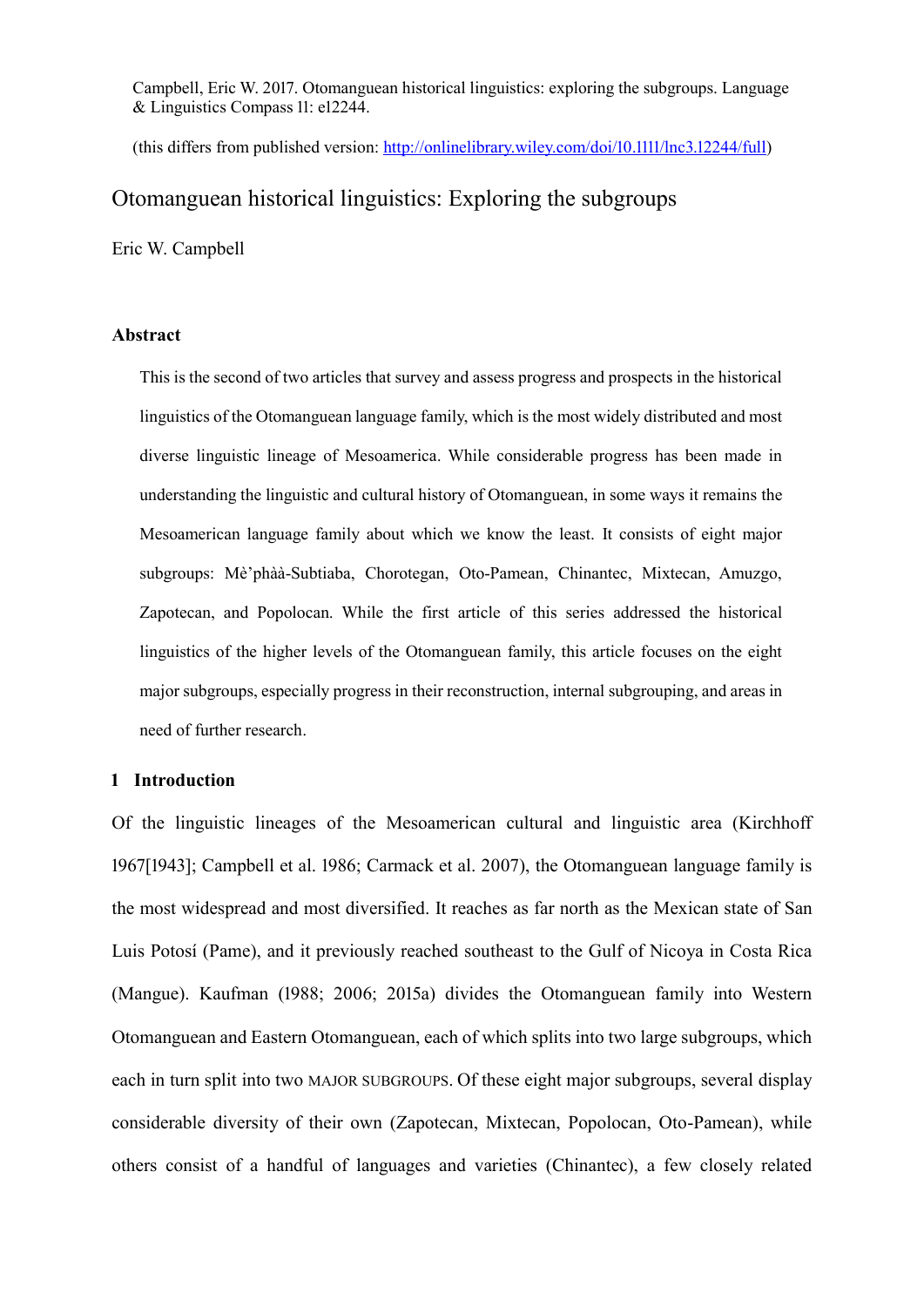Campbell, Eric W. 2017. Otomanguean historical linguistics: exploring the subgroups. Language & Linguistics Compass 11: e12244.

(this differs from published version: http://onlinelibrary.wiley.com/doi/10.1111/lnc3.12244/full)

# Otomanguean historical linguistics: Exploring the subgroups

Eric W. Campbell

### Abstract

This is the second of two articles that survey and assess progress and prospects in the historical linguistics of the Otomanguean language family, which is the most widely distributed and most diverse linguistic lineage of Mesoamerica. While considerable progress has been made in understanding the linguistic and cultural history of Otomanguean, in some ways it remains the Mesoamerican language family about which we know the least. It consists of eight major subgroups: Mè'phàà-Subtiaba, Chorotegan, Oto-Pamean, Chinantec, Mixtecan, Amuzgo, Zapotecan, and Popolocan. While the first article of this series addressed the historical linguistics of the higher levels of the Otomanguean family, this article focuses on the eight major subgroups, especially progress in their reconstruction, internal subgrouping, and areas in need of further research.

## 1 Introduction

Of the linguistic lineages of the Mesoamerican cultural and linguistic area (Kirchhoff 1967[1943]; Campbell et al. 1986; Carmack et al. 2007), the Otomanguean language family is the most widespread and most diversified. It reaches as far north as the Mexican state of San Luis Potosí (Pame), and it previously reached southeast to the Gulf of Nicoya in Costa Rica (Mangue). Kaufman (1988; 2006; 2015a) divides the Otomanguean family into Western Otomanguean and Eastern Otomanguean, each of which splits into two large subgroups, which each in turn split into two MAJOR SUBGROUPS. Of these eight major subgroups, several display considerable diversity of their own (Zapotecan, Mixtecan, Popolocan, Oto-Pamean), while others consist of a handful of languages and varieties (Chinantec), a few closely related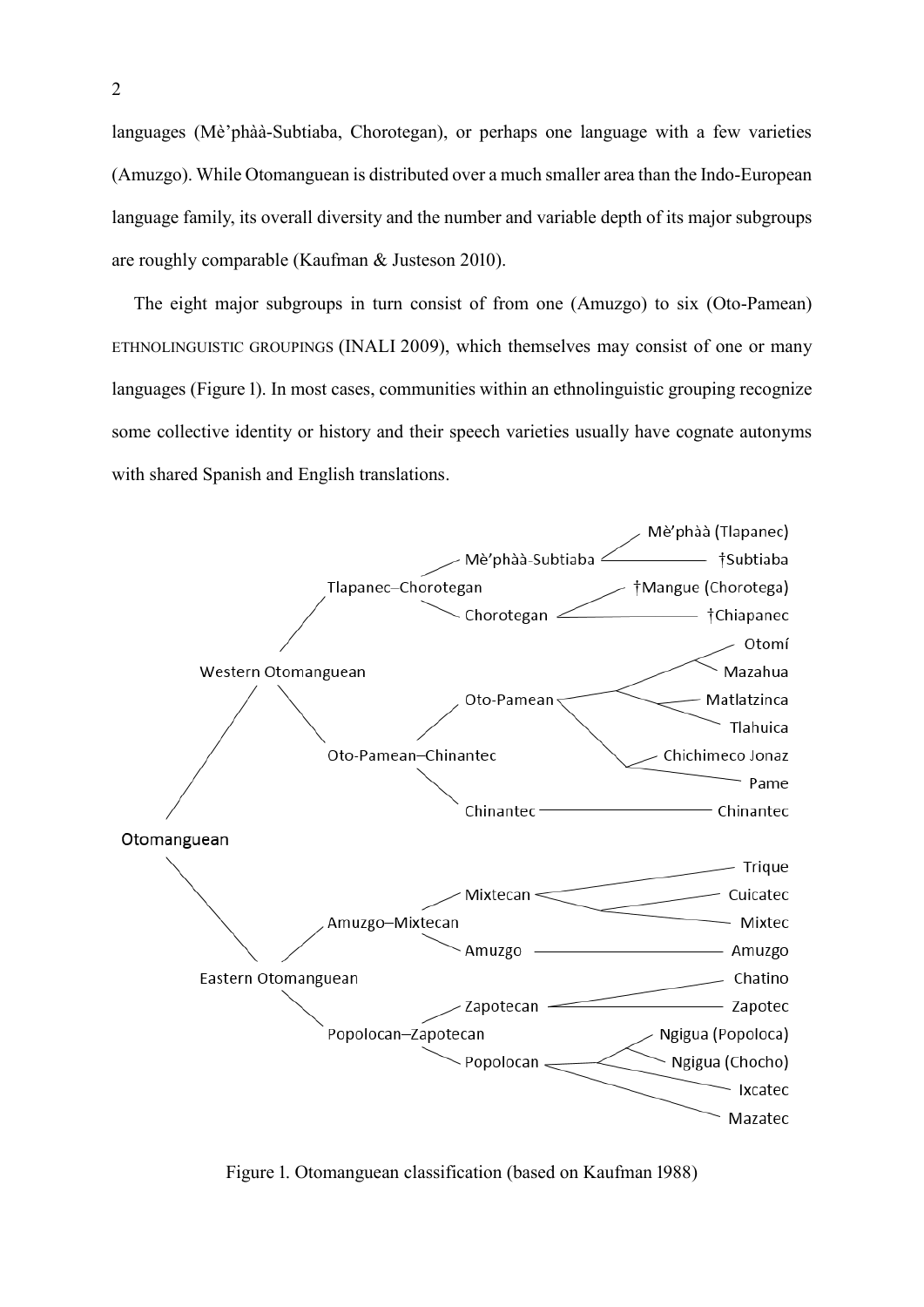languages (Mè'phàà-Subtiaba, Chorotegan), or perhaps one language with a few varieties (Amuzgo). While Otomanguean is distributed over a much smaller area than the Indo-European language family, its overall diversity and the number and variable depth of its major subgroups are roughly comparable (Kaufman & Justeson 2010).

The eight major subgroups in turn consist of from one (Amuzgo) to six (Oto-Pamean) ETHNOLINGUISTIC GROUPINGS (INALI 2009), which themselves may consist of one or many languages (Figure 1). In most cases, communities within an ethnolinguistic grouping recognize some collective identity or history and their speech varieties usually have cognate autonyms with shared Spanish and English translations.

- Otomanguean
  - Western Otomanguean
    - Tlapanec–Chorotegan
      - Mè'phàà-Subtiaba
        - Mè'phàà (Tlapanec)
        - †Subtiaba
      - Chorotegan
        - †Mangue (Chorotega)
        - †Chiapanec
    - Oto-Pamean–Chinantec
      - Oto-Pamean
        - Otomí
        - Mazahua
        - Matlatzinca
        - Tlahuica
        - Chichimeco Jonaz
        - Pame
      - Chinantec
        - Chinantec
  - Eastern Otomanguean
    - Amuzgo–Mixtecan
      - Mixtecan
        - Trique
        - Cuicatec
        - Mixtec
      - Amuzgo
        - Amuzgo
    - Popolocan–Zapotecan
      - Zapotecan
        - Chatino
        - Zapotec
      - Popolocan
        - Ngigua (Popoloca)
        - Ngigua (Chocho)
        - Ixcatec
        - Mazatec

Figure 1. Otomanguean classification (based on Kaufman 1988)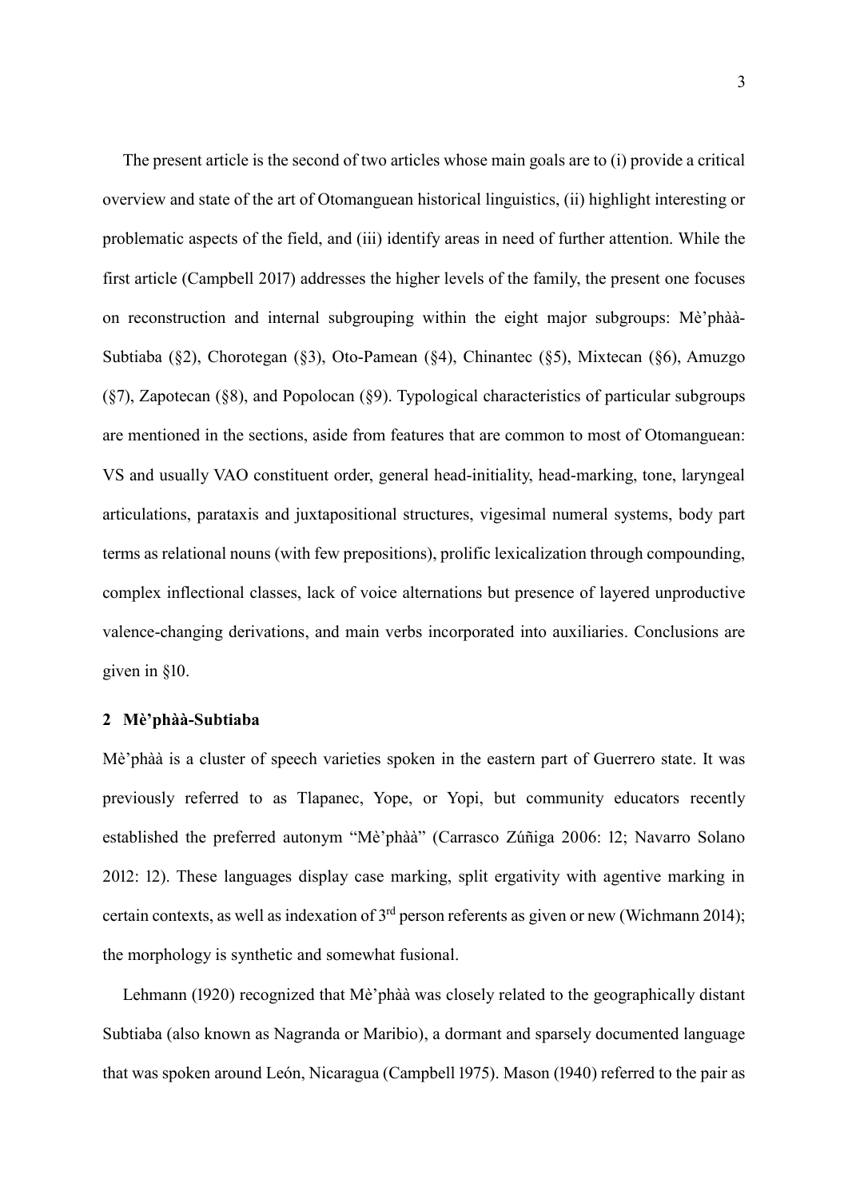The present article is the second of two articles whose main goals are to (i) provide a critical overview and state of the art of Otomanguean historical linguistics, (ii) highlight interesting or problematic aspects of the field, and (iii) identify areas in need of further attention. While the first article (Campbell 2017) addresses the higher levels of the family, the present one focuses on reconstruction and internal subgrouping within the eight major subgroups: Mè'phàà-Subtiaba (§2), Chorotegan (§3), Oto-Pamean (§4), Chinantec (§5), Mixtecan (§6), Amuzgo (§7), Zapotecan (§8), and Popolocan (§9). Typological characteristics of particular subgroups are mentioned in the sections, aside from features that are common to most of Otomanguean: VS and usually VAO constituent order, general head-initiality, head-marking, tone, laryngeal articulations, parataxis and juxtapositional structures, vigesimal numeral systems, body part terms as relational nouns (with few prepositions), prolific lexicalization through compounding, complex inflectional classes, lack of voice alternations but presence of layered unproductive valence-changing derivations, and main verbs incorporated into auxiliaries. Conclusions are given in §10.

## 2 Mè'phàà-Subtiaba

Mè'phàà is a cluster of speech varieties spoken in the eastern part of Guerrero state. It was previously referred to as Tlapanec, Yope, or Yopi, but community educators recently established the preferred autonym "Mè'phàà" (Carrasco Zúñiga 2006: 12; Navarro Solano 2012: 12). These languages display case marking, split ergativity with agentive marking in certain contexts, as well as indexation of 3rd person referents as given or new (Wichmann 2014); the morphology is synthetic and somewhat fusional.

Lehmann (1920) recognized that Mè'phàà was closely related to the geographically distant Subtiaba (also known as Nagranda or Maribio), a dormant and sparsely documented language that was spoken around León, Nicaragua (Campbell 1975). Mason (1940) referred to the pair as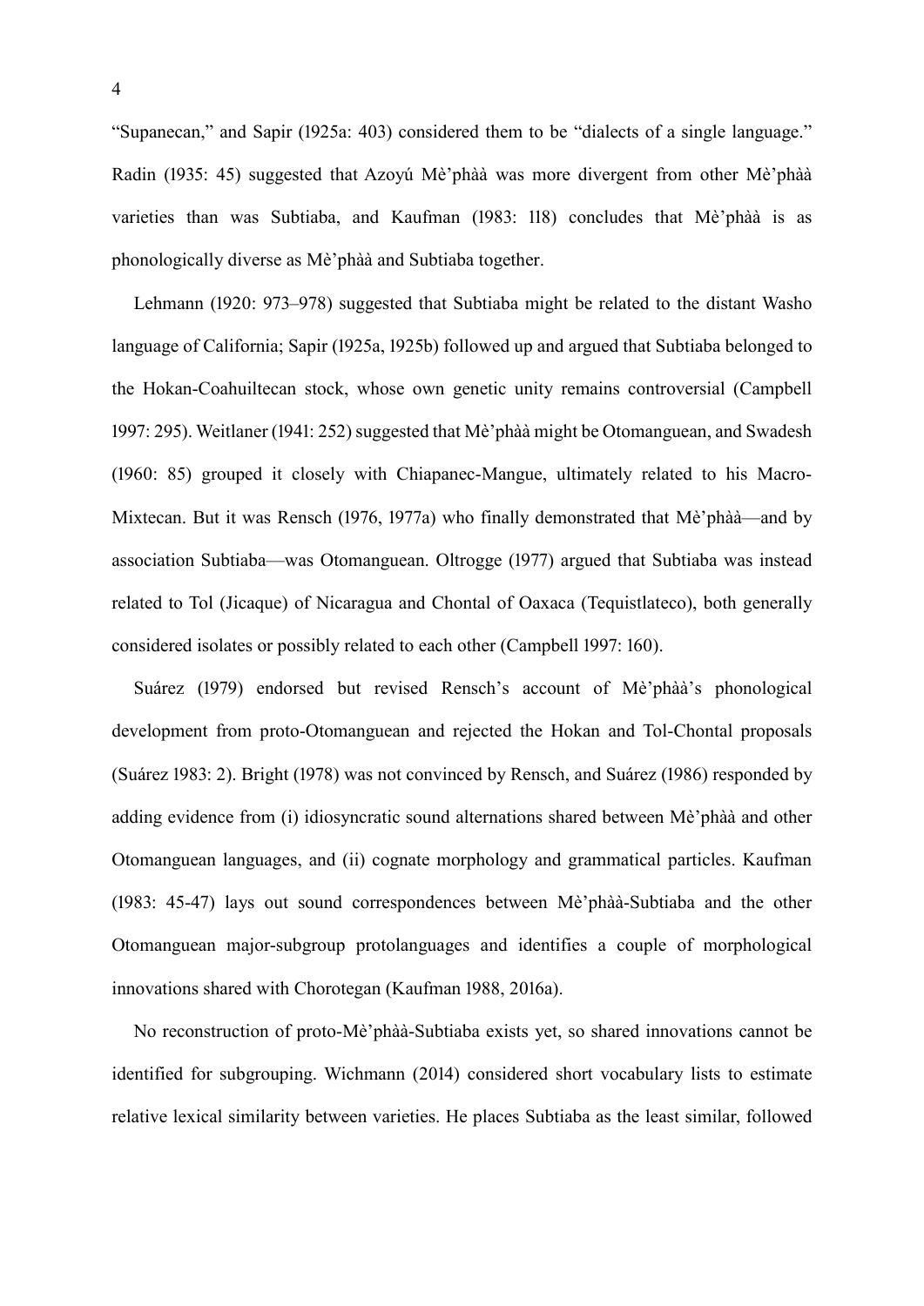"Supanecan," and Sapir (1925a: 403) considered them to be "dialects of a single language." Radin (1935: 45) suggested that Azoyú Mè'phàà was more divergent from other Mè'phàà varieties than was Subtiaba, and Kaufman (1983: 118) concludes that Mè'phàà is as phonologically diverse as Mè'phàà and Subtiaba together.

Lehmann (1920: 973–978) suggested that Subtiaba might be related to the distant Washo language of California; Sapir (1925a, 1925b) followed up and argued that Subtiaba belonged to the Hokan-Coahuiltecan stock, whose own genetic unity remains controversial (Campbell 1997: 295). Weitlaner (1941: 252) suggested that Mè'phàà might be Otomanguean, and Swadesh (1960: 85) grouped it closely with Chiapanec-Mangue, ultimately related to his Macro-Mixtecan. But it was Rensch (1976, 1977a) who finally demonstrated that Mè'phàà—and by association Subtiaba—was Otomanguean. Oltrogge (1977) argued that Subtiaba was instead related to Tol (Jicaque) of Nicaragua and Chontal of Oaxaca (Tequistlateco), both generally considered isolates or possibly related to each other (Campbell 1997: 160).

Suárez (1979) endorsed but revised Rensch's account of Mè'phàà's phonological development from proto-Otomanguean and rejected the Hokan and Tol-Chontal proposals (Suárez 1983: 2). Bright (1978) was not convinced by Rensch, and Suárez (1986) responded by adding evidence from (i) idiosyncratic sound alternations shared between Mè'phàà and other Otomanguean languages, and (ii) cognate morphology and grammatical particles. Kaufman (1983: 45-47) lays out sound correspondences between Mè'phàà-Subtiaba and the other Otomanguean major-subgroup protolanguages and identifies a couple of morphological innovations shared with Chorotegan (Kaufman 1988, 2016a).

No reconstruction of proto-Mè'phàà-Subtiaba exists yet, so shared innovations cannot be identified for subgrouping. Wichmann (2014) considered short vocabulary lists to estimate relative lexical similarity between varieties. He places Subtiaba as the least similar, followed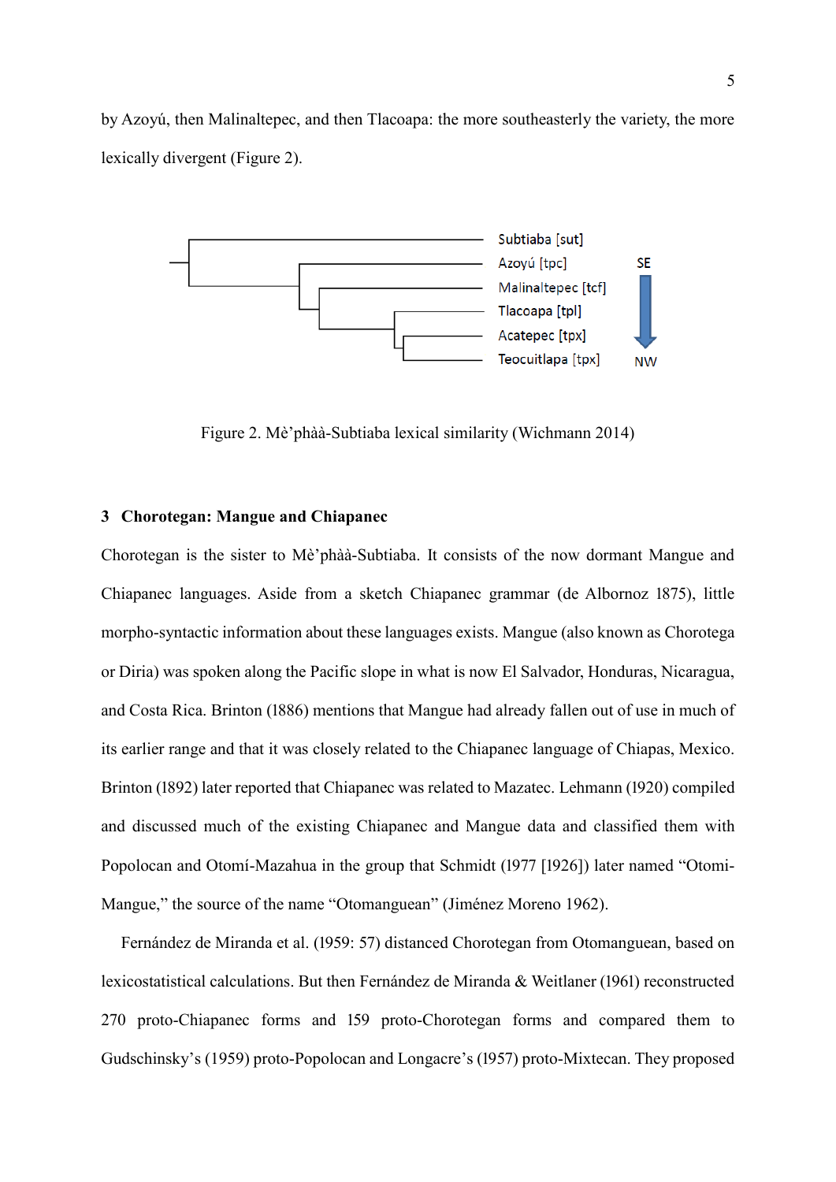by Azoyú, then Malinaltepec, and then Tlacoapa: the more southeasterly the variety, the more lexically divergent (Figure 2).

Figure 2. Mè'phàà-Subtiaba lexical similarity (Wichmann 2014)

## 3 Chorotegan: Mangue and Chiapanec

Chorotegan is the sister to Mè'phàà-Subtiaba. It consists of the now dormant Mangue and Chiapanec languages. Aside from a sketch Chiapanec grammar (de Albornoz 1875), little morpho-syntactic information about these languages exists. Mangue (also known as Chorotega or Diria) was spoken along the Pacific slope in what is now El Salvador, Honduras, Nicaragua, and Costa Rica. Brinton (1886) mentions that Mangue had already fallen out of use in much of its earlier range and that it was closely related to the Chiapanec language of Chiapas, Mexico. Brinton (1892) later reported that Chiapanec was related to Mazatec. Lehmann (1920) compiled and discussed much of the existing Chiapanec and Mangue data and classified them with Popolocan and Otomí-Mazahua in the group that Schmidt (1977 [1926]) later named "Otomi-Mangue," the source of the name "Otomanguean" (Jiménez Moreno 1962).

Fernández de Miranda et al. (1959: 57) distanced Chorotegan from Otomanguean, based on lexicostatistical calculations. But then Fernández de Miranda & Weitlaner (1961) reconstructed 270 proto-Chiapanec forms and 159 proto-Chorotegan forms and compared them to Gudschinsky's (1959) proto-Popolocan and Longacre's (1957) proto-Mixtecan. They proposed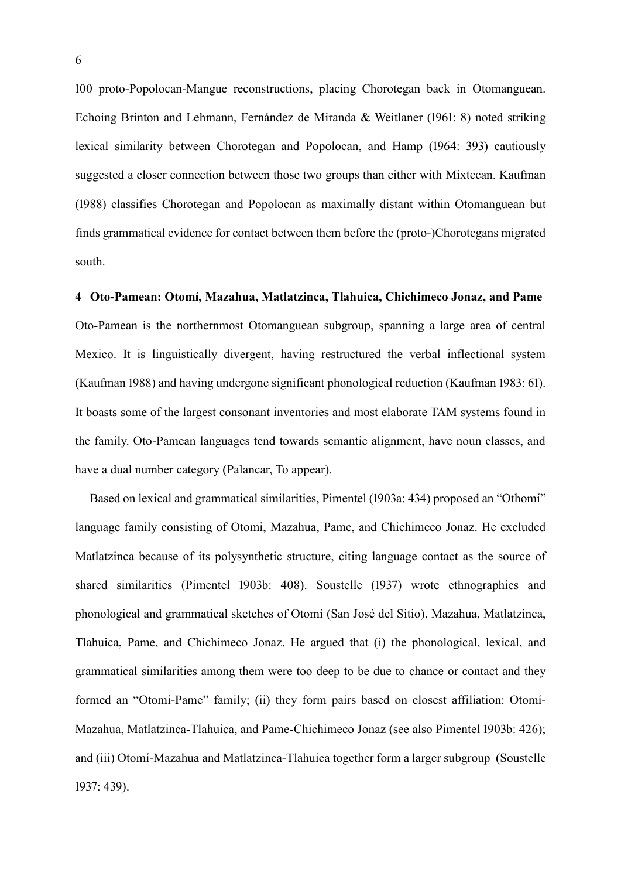100 proto-Popolocan-Mangue reconstructions, placing Chorotegan back in Otomanguean. Echoing Brinton and Lehmann, Fernández de Miranda & Weitlaner (1961: 8) noted striking lexical similarity between Chorotegan and Popolocan, and Hamp (1964: 393) cautiously suggested a closer connection between those two groups than either with Mixtecan. Kaufman (1988) classifies Chorotegan and Popolocan as maximally distant within Otomanguean but finds grammatical evidence for contact between them before the (proto-)Chorotegans migrated south.

## 4 Oto-Pamean: Otomí, Mazahua, Matlatzinca, Tlahuica, Chichimeco Jonaz, and Pame

Oto-Pamean is the northernmost Otomanguean subgroup, spanning a large area of central Mexico. It is linguistically divergent, having restructured the verbal inflectional system (Kaufman 1988) and having undergone significant phonological reduction (Kaufman 1983: 61). It boasts some of the largest consonant inventories and most elaborate TAM systems found in the family. Oto-Pamean languages tend towards semantic alignment, have noun classes, and have a dual number category (Palancar, To appear).

Based on lexical and grammatical similarities, Pimentel (1903a: 434) proposed an "Othomí" language family consisting of Otomi, Mazahua, Pame, and Chichimeco Jonaz. He excluded Matlatzinca because of its polysynthetic structure, citing language contact as the source of shared similarities (Pimentel 1903b: 408). Soustelle (1937) wrote ethnographies and phonological and grammatical sketches of Otomí (San José del Sitio), Mazahua, Matlatzinca, Tlahuica, Pame, and Chichimeco Jonaz. He argued that (i) the phonological, lexical, and grammatical similarities among them were too deep to be due to chance or contact and they formed an "Otomi-Pame" family; (ii) they form pairs based on closest affiliation: Otomí-Mazahua, Matlatzinca-Tlahuica, and Pame-Chichimeco Jonaz (see also Pimentel 1903b: 426); and (iii) Otomí-Mazahua and Matlatzinca-Tlahuica together form a larger subgroup (Soustelle 1937: 439).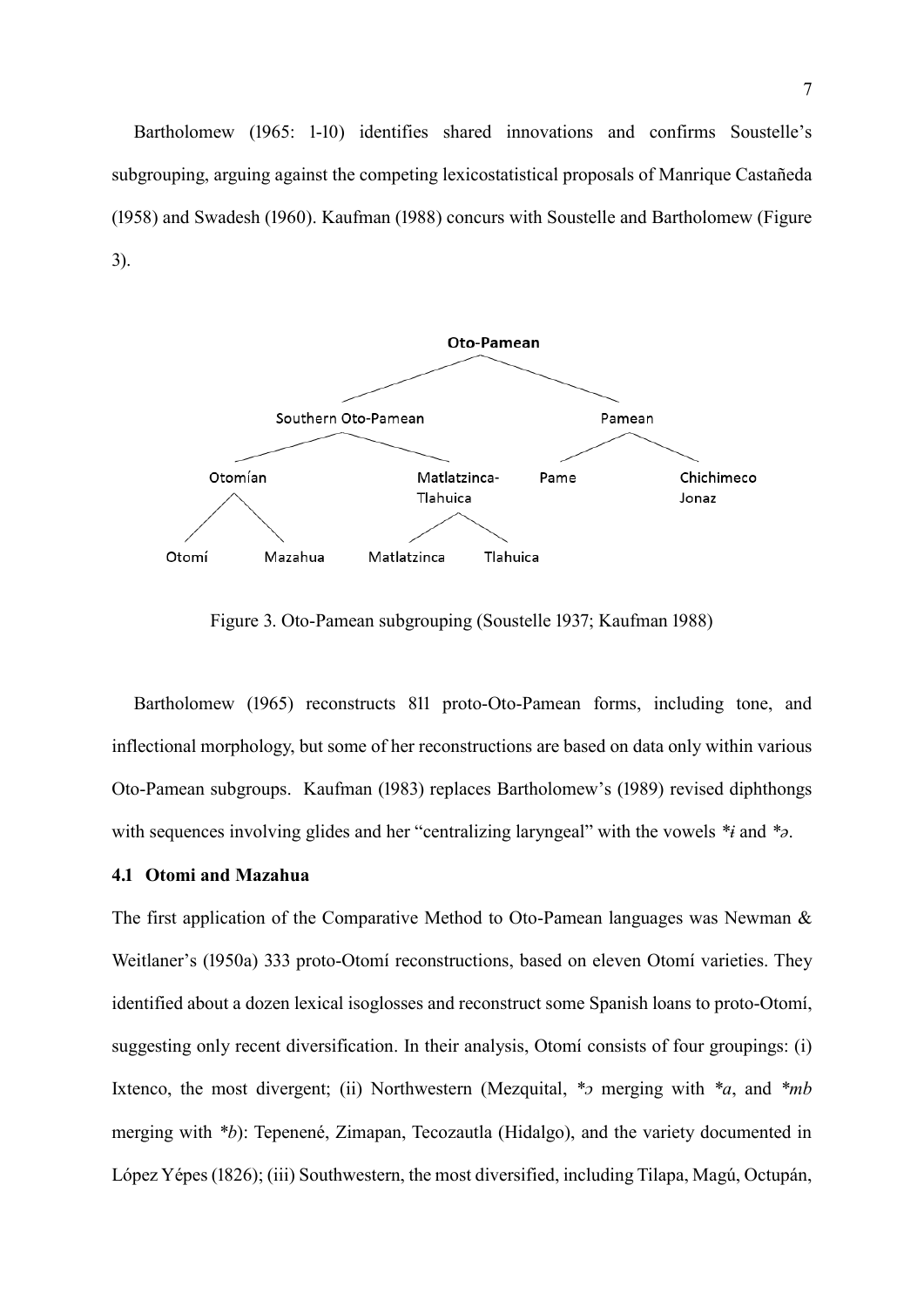Bartholomew (1965: 1-10) identifies shared innovations and confirms Soustelle's subgrouping, arguing against the competing lexicostatistical proposals of Manrique Castañeda (1958) and Swadesh (1960). Kaufman (1988) concurs with Soustelle and Bartholomew (Figure 3).

- **Oto-Pamean**
  - Southern Oto-Pamean
    - Otomían
      - Otomí
      - Mazahua
    - Matlatzinca-Tlahuica
      - Matlatzinca
      - Tlahuica
  - Pamean
    - Pame
    - Chichimeco Jonaz

Figure 3. Oto-Pamean subgrouping (Soustelle 1937; Kaufman 1988)

Bartholomew (1965) reconstructs 811 proto-Oto-Pamean forms, including tone, and inflectional morphology, but some of her reconstructions are based on data only within various Oto-Pamean subgroups. Kaufman (1983) replaces Bartholomew's (1989) revised diphthongs with sequences involving glides and her "centralizing laryngeal" with the vowels *\*i* and *\*ə*.

### 4.1 Otomi and Mazahua

The first application of the Comparative Method to Oto-Pamean languages was Newman & Weitlaner's (1950a) 333 proto-Otomí reconstructions, based on eleven Otomí varieties. They identified about a dozen lexical isoglosses and reconstruct some Spanish loans to proto-Otomí, suggesting only recent diversification. In their analysis, Otomí consists of four groupings: (i) Ixtenco, the most divergent; (ii) Northwestern (Mezquital, *\*ɔ* merging with *\*a*, and *\*mb* merging with *\*b*): Tepenené, Zimapan, Tecozautla (Hidalgo), and the variety documented in López Yépes (1826); (iii) Southwestern, the most diversified, including Tilapa, Magú, Octupán,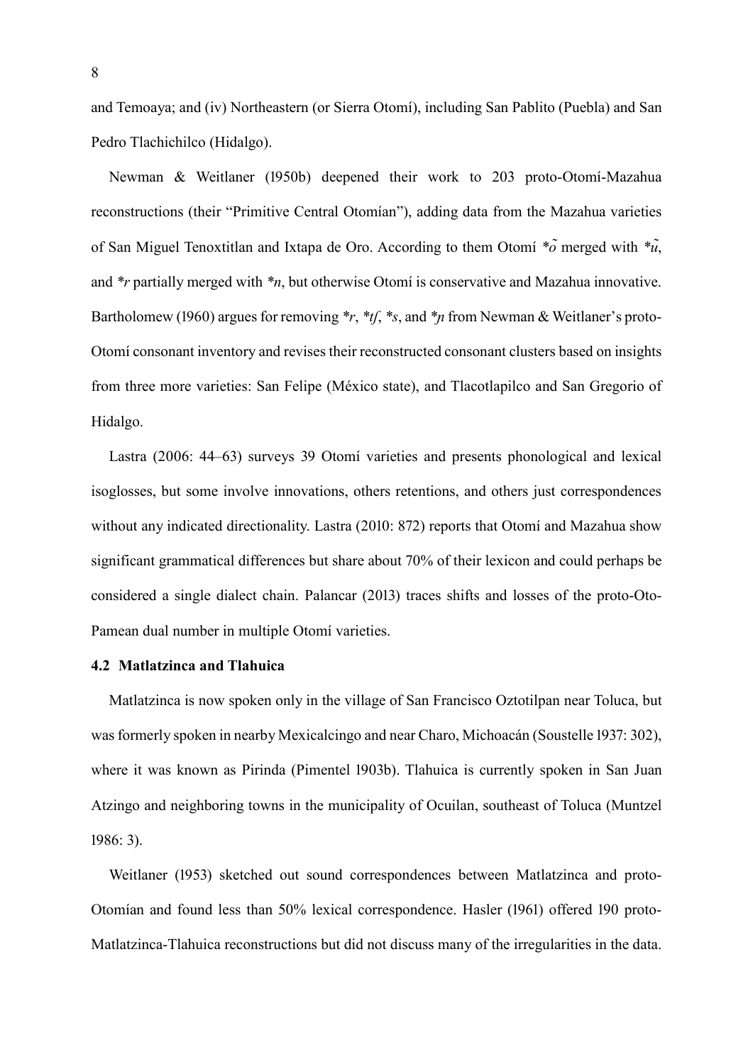and Temoaya; and (iv) Northeastern (or Sierra Otomí), including San Pablito (Puebla) and San Pedro Tlachichilco (Hidalgo).

Newman & Weitlaner (1950b) deepened their work to 203 proto-Otomí-Mazahua reconstructions (their "Primitive Central Otomían"), adding data from the Mazahua varieties of San Miguel Tenoxtitlan and Ixtapa de Oro. According to them Otomí *\*õ* merged with *\*ũ*, and *\*r* partially merged with *\*n*, but otherwise Otomí is conservative and Mazahua innovative. Bartholomew (1960) argues for removing *\*r*, *\*tʃ*, *\*s*, and *\*ɲ* from Newman & Weitlaner's proto-Otomí consonant inventory and revises their reconstructed consonant clusters based on insights from three more varieties: San Felipe (México state), and Tlacotlapilco and San Gregorio of Hidalgo.

Lastra (2006: 44–63) surveys 39 Otomí varieties and presents phonological and lexical isoglosses, but some involve innovations, others retentions, and others just correspondences without any indicated directionality. Lastra (2010: 872) reports that Otomí and Mazahua show significant grammatical differences but share about 70% of their lexicon and could perhaps be considered a single dialect chain. Palancar (2013) traces shifts and losses of the proto-Oto-Pamean dual number in multiple Otomí varieties.

### 4.2 Matlatzinca and Tlahuica

Matlatzinca is now spoken only in the village of San Francisco Oztotilpan near Toluca, but was formerly spoken in nearby Mexicalcingo and near Charo, Michoacán (Soustelle 1937: 302), where it was known as Pirinda (Pimentel 1903b). Tlahuica is currently spoken in San Juan Atzingo and neighboring towns in the municipality of Ocuilan, southeast of Toluca (Muntzel 1986: 3).

Weitlaner (1953) sketched out sound correspondences between Matlatzinca and proto-Otomían and found less than 50% lexical correspondence. Hasler (1961) offered 190 proto-Matlatzinca-Tlahuica reconstructions but did not discuss many of the irregularities in the data.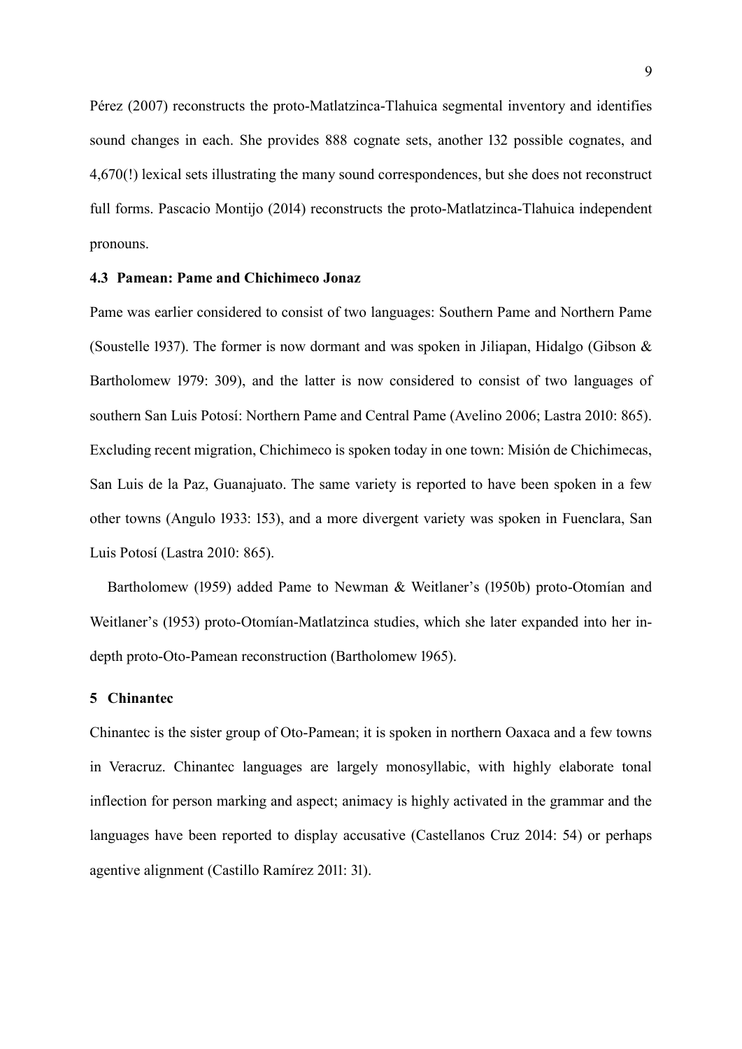Pérez (2007) reconstructs the proto-Matlatzinca-Tlahuica segmental inventory and identifies sound changes in each. She provides 888 cognate sets, another 132 possible cognates, and 4,670(!) lexical sets illustrating the many sound correspondences, but she does not reconstruct full forms. Pascacio Montijo (2014) reconstructs the proto-Matlatzinca-Tlahuica independent pronouns.

### 4.3 Pamean: Pame and Chichimeco Jonaz

Pame was earlier considered to consist of two languages: Southern Pame and Northern Pame (Soustelle 1937). The former is now dormant and was spoken in Jiliapan, Hidalgo (Gibson & Bartholomew 1979: 309), and the latter is now considered to consist of two languages of southern San Luis Potosí: Northern Pame and Central Pame (Avelino 2006; Lastra 2010: 865). Excluding recent migration, Chichimeco is spoken today in one town: Misión de Chichimecas, San Luis de la Paz, Guanajuato. The same variety is reported to have been spoken in a few other towns (Angulo 1933: 153), and a more divergent variety was spoken in Fuenclara, San Luis Potosí (Lastra 2010: 865).

Bartholomew (1959) added Pame to Newman & Weitlaner's (1950b) proto-Otomían and Weitlaner's (1953) proto-Otomían-Matlatzinca studies, which she later expanded into her in-depth proto-Oto-Pamean reconstruction (Bartholomew 1965).

## 5 Chinantec

Chinantec is the sister group of Oto-Pamean; it is spoken in northern Oaxaca and a few towns in Veracruz. Chinantec languages are largely monosyllabic, with highly elaborate tonal inflection for person marking and aspect; animacy is highly activated in the grammar and the languages have been reported to display accusative (Castellanos Cruz 2014: 54) or perhaps agentive alignment (Castillo Ramírez 2011: 31).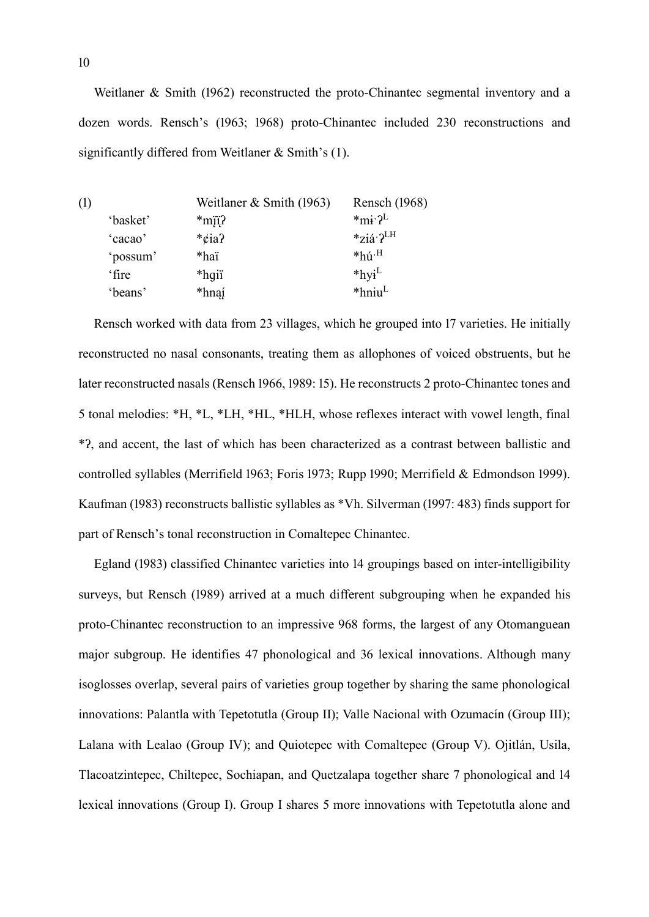Weitlaner & Smith (1962) reconstructed the proto-Chinantec segmental inventory and a dozen words. Rensch's (1963; 1968) proto-Chinantec included 230 reconstructions and significantly differed from Weitlaner & Smith's (1).

| (1) | | Weitlaner & Smith (1963) | Rensch (1968) |
|---|---|---|---|
| | 'basket' | *mį̈į̈ʔ | *mɨ·ʔ$^{L}$ |
| | 'cacao' | *¢iaʔ | *ziá·ʔ$^{LH}$ |
| | 'possum' | *haï | *hú·$^{H}$ |
| | 'fire | *hgiï | *hyɨ$^{L}$ |
| | 'beans' | *hną́į | *hniu$^{L}$ |

Rensch worked with data from 23 villages, which he grouped into 17 varieties. He initially reconstructed no nasal consonants, treating them as allophones of voiced obstruents, but he later reconstructed nasals (Rensch 1966, 1989: 15). He reconstructs 2 proto-Chinantec tones and 5 tonal melodies: *H, *L, *LH, *HL, *HLH, whose reflexes interact with vowel length, final *ʔ, and accent, the last of which has been characterized as a contrast between ballistic and controlled syllables (Merrifield 1963; Foris 1973; Rupp 1990; Merrifield & Edmondson 1999). Kaufman (1983) reconstructs ballistic syllables as *Vh. Silverman (1997: 483) finds support for part of Rensch's tonal reconstruction in Comaltepec Chinantec.

Egland (1983) classified Chinantec varieties into 14 groupings based on inter-intelligibility surveys, but Rensch (1989) arrived at a much different subgrouping when he expanded his proto-Chinantec reconstruction to an impressive 968 forms, the largest of any Otomanguean major subgroup. He identifies 47 phonological and 36 lexical innovations. Although many isoglosses overlap, several pairs of varieties group together by sharing the same phonological innovations: Palantla with Tepetotutla (Group II); Valle Nacional with Ozumacín (Group III); Lalana with Lealao (Group IV); and Quiotepec with Comaltepec (Group V). Ojitlán, Usila, Tlacoatzintepec, Chiltepec, Sochiapan, and Quetzalapa together share 7 phonological and 14 lexical innovations (Group I). Group I shares 5 more innovations with Tepetotutla alone and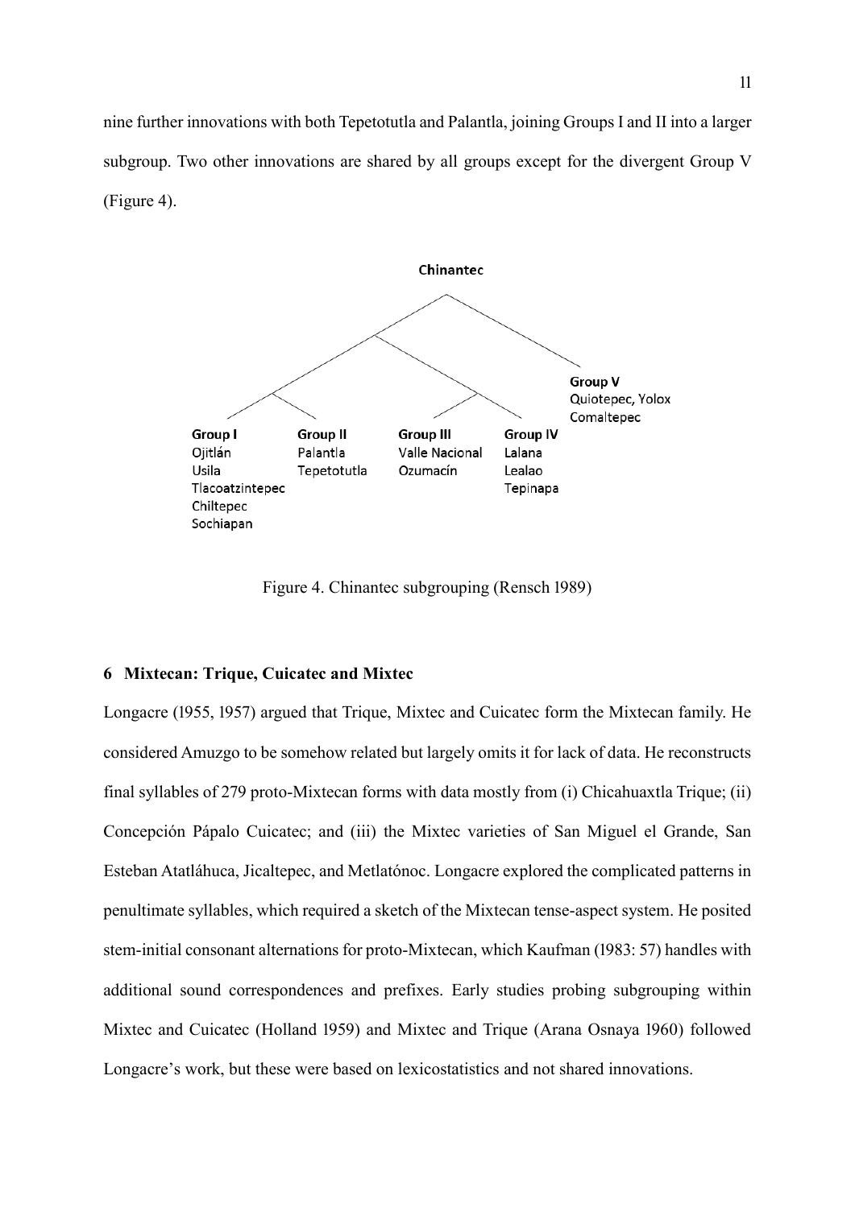nine further innovations with both Tepetotutla and Palantla, joining Groups I and II into a larger subgroup. Two other innovations are shared by all groups except for the divergent Group V (Figure 4).

Figure 4. Chinantec subgrouping (Rensch 1989)

## 6 Mixtecan: Trique, Cuicatec and Mixtec

Longacre (1955, 1957) argued that Trique, Mixtec and Cuicatec form the Mixtecan family. He considered Amuzgo to be somehow related but largely omits it for lack of data. He reconstructs final syllables of 279 proto-Mixtecan forms with data mostly from (i) Chicahuaxtla Trique; (ii) Concepción Pápalo Cuicatec; and (iii) the Mixtec varieties of San Miguel el Grande, San Esteban Atatláhuca, Jicaltepec, and Metlatónoc. Longacre explored the complicated patterns in penultimate syllables, which required a sketch of the Mixtecan tense-aspect system. He posited stem-initial consonant alternations for proto-Mixtecan, which Kaufman (1983: 57) handles with additional sound correspondences and prefixes. Early studies probing subgrouping within Mixtec and Cuicatec (Holland 1959) and Mixtec and Trique (Arana Osnaya 1960) followed Longacre's work, but these were based on lexicostatistics and not shared innovations.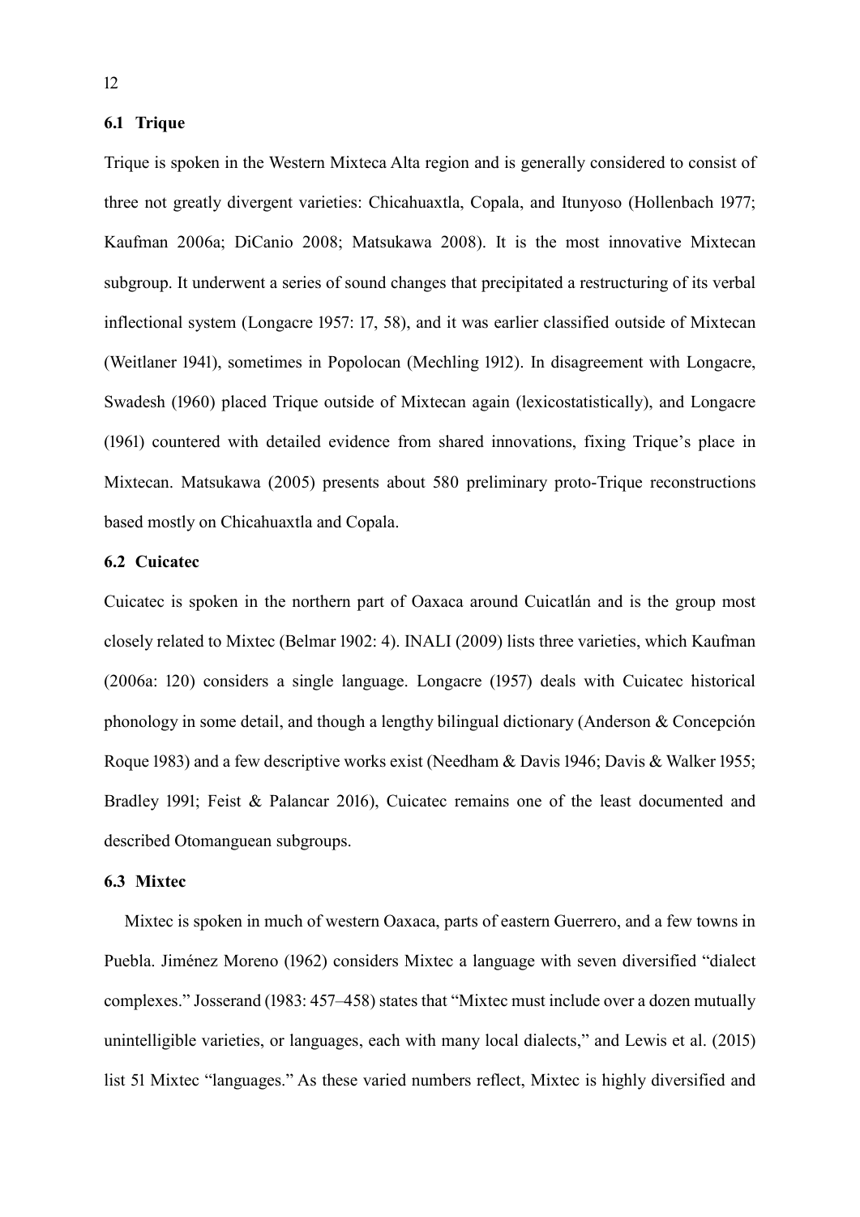### 6.1 Trique

Trique is spoken in the Western Mixteca Alta region and is generally considered to consist of three not greatly divergent varieties: Chicahuaxtla, Copala, and Itunyoso (Hollenbach 1977; Kaufman 2006a; DiCanio 2008; Matsukawa 2008). It is the most innovative Mixtecan subgroup. It underwent a series of sound changes that precipitated a restructuring of its verbal inflectional system (Longacre 1957: 17, 58), and it was earlier classified outside of Mixtecan (Weitlaner 1941), sometimes in Popolocan (Mechling 1912). In disagreement with Longacre, Swadesh (1960) placed Trique outside of Mixtecan again (lexicostatistically), and Longacre (1961) countered with detailed evidence from shared innovations, fixing Trique's place in Mixtecan. Matsukawa (2005) presents about 580 preliminary proto-Trique reconstructions based mostly on Chicahuaxtla and Copala.

### 6.2 Cuicatec

Cuicatec is spoken in the northern part of Oaxaca around Cuicatlán and is the group most closely related to Mixtec (Belmar 1902: 4). INALI (2009) lists three varieties, which Kaufman (2006a: 120) considers a single language. Longacre (1957) deals with Cuicatec historical phonology in some detail, and though a lengthy bilingual dictionary (Anderson & Concepción Roque 1983) and a few descriptive works exist (Needham & Davis 1946; Davis & Walker 1955; Bradley 1991; Feist & Palancar 2016), Cuicatec remains one of the least documented and described Otomanguean subgroups.

### 6.3 Mixtec

Mixtec is spoken in much of western Oaxaca, parts of eastern Guerrero, and a few towns in Puebla. Jiménez Moreno (1962) considers Mixtec a language with seven diversified "dialect complexes." Josserand (1983: 457–458) states that "Mixtec must include over a dozen mutually unintelligible varieties, or languages, each with many local dialects," and Lewis et al. (2015) list 51 Mixtec "languages." As these varied numbers reflect, Mixtec is highly diversified and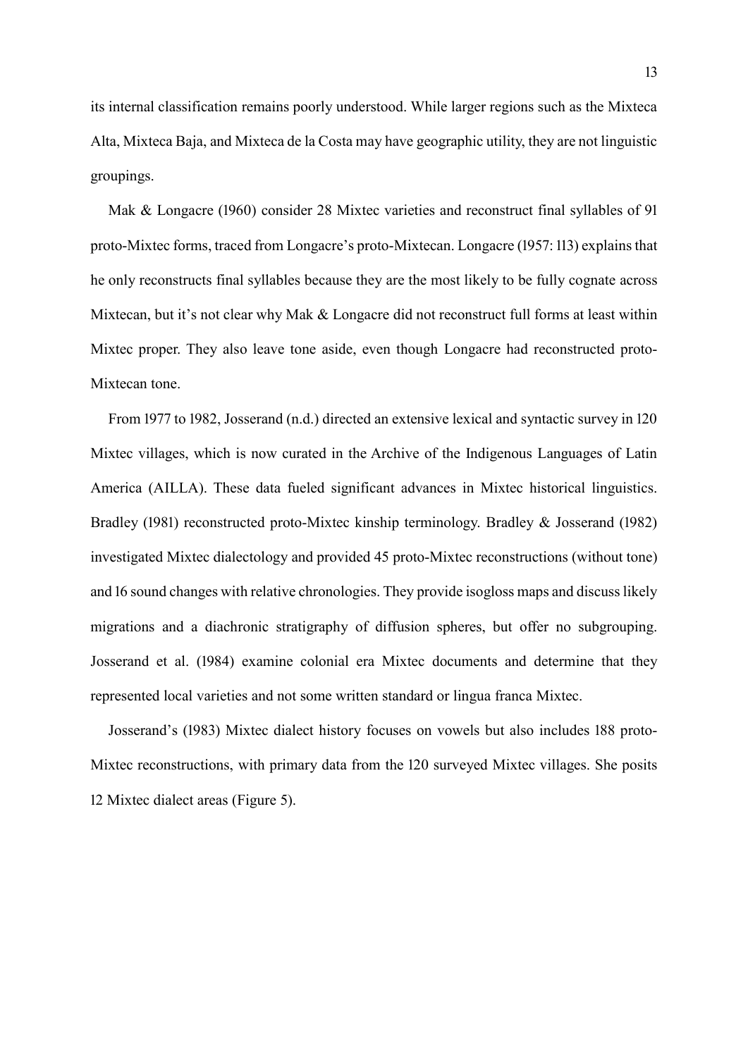its internal classification remains poorly understood. While larger regions such as the Mixteca Alta, Mixteca Baja, and Mixteca de la Costa may have geographic utility, they are not linguistic groupings.

Mak & Longacre (1960) consider 28 Mixtec varieties and reconstruct final syllables of 91 proto-Mixtec forms, traced from Longacre's proto-Mixtecan. Longacre (1957: 113) explains that he only reconstructs final syllables because they are the most likely to be fully cognate across Mixtecan, but it's not clear why Mak & Longacre did not reconstruct full forms at least within Mixtec proper. They also leave tone aside, even though Longacre had reconstructed proto-Mixtecan tone.

From 1977 to 1982, Josserand (n.d.) directed an extensive lexical and syntactic survey in 120 Mixtec villages, which is now curated in the Archive of the Indigenous Languages of Latin America (AILLA). These data fueled significant advances in Mixtec historical linguistics. Bradley (1981) reconstructed proto-Mixtec kinship terminology. Bradley & Josserand (1982) investigated Mixtec dialectology and provided 45 proto-Mixtec reconstructions (without tone) and 16 sound changes with relative chronologies. They provide isogloss maps and discuss likely migrations and a diachronic stratigraphy of diffusion spheres, but offer no subgrouping. Josserand et al. (1984) examine colonial era Mixtec documents and determine that they represented local varieties and not some written standard or lingua franca Mixtec.

Josserand's (1983) Mixtec dialect history focuses on vowels but also includes 188 proto-Mixtec reconstructions, with primary data from the 120 surveyed Mixtec villages. She posits 12 Mixtec dialect areas (Figure 5).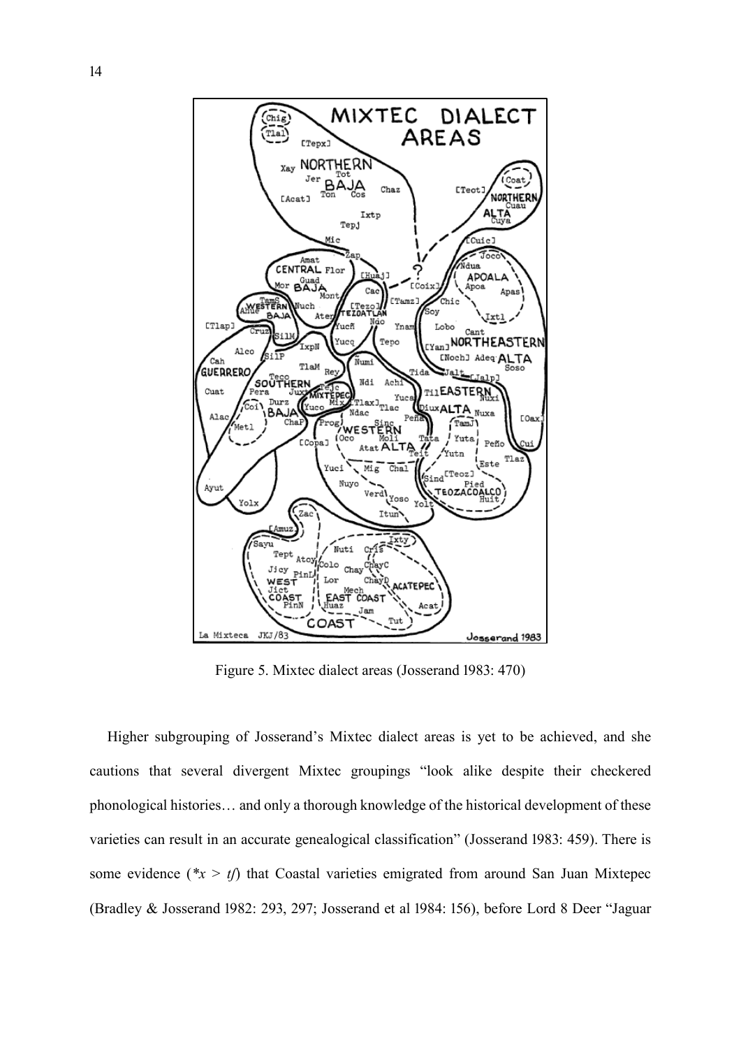Figure 5. Mixtec dialect areas (Josserand 1983: 470)

Higher subgrouping of Josserand's Mixtec dialect areas is yet to be achieved, and she cautions that several divergent Mixtec groupings "look alike despite their checkered phonological histories… and only a thorough knowledge of the historical development of these varieties can result in an accurate genealogical classification" (Josserand 1983: 459). There is some evidence (*\*x* > *tʃ*) that Coastal varieties emigrated from around San Juan Mixtepec (Bradley & Josserand 1982: 293, 297; Josserand et al 1984: 156), before Lord 8 Deer "Jaguar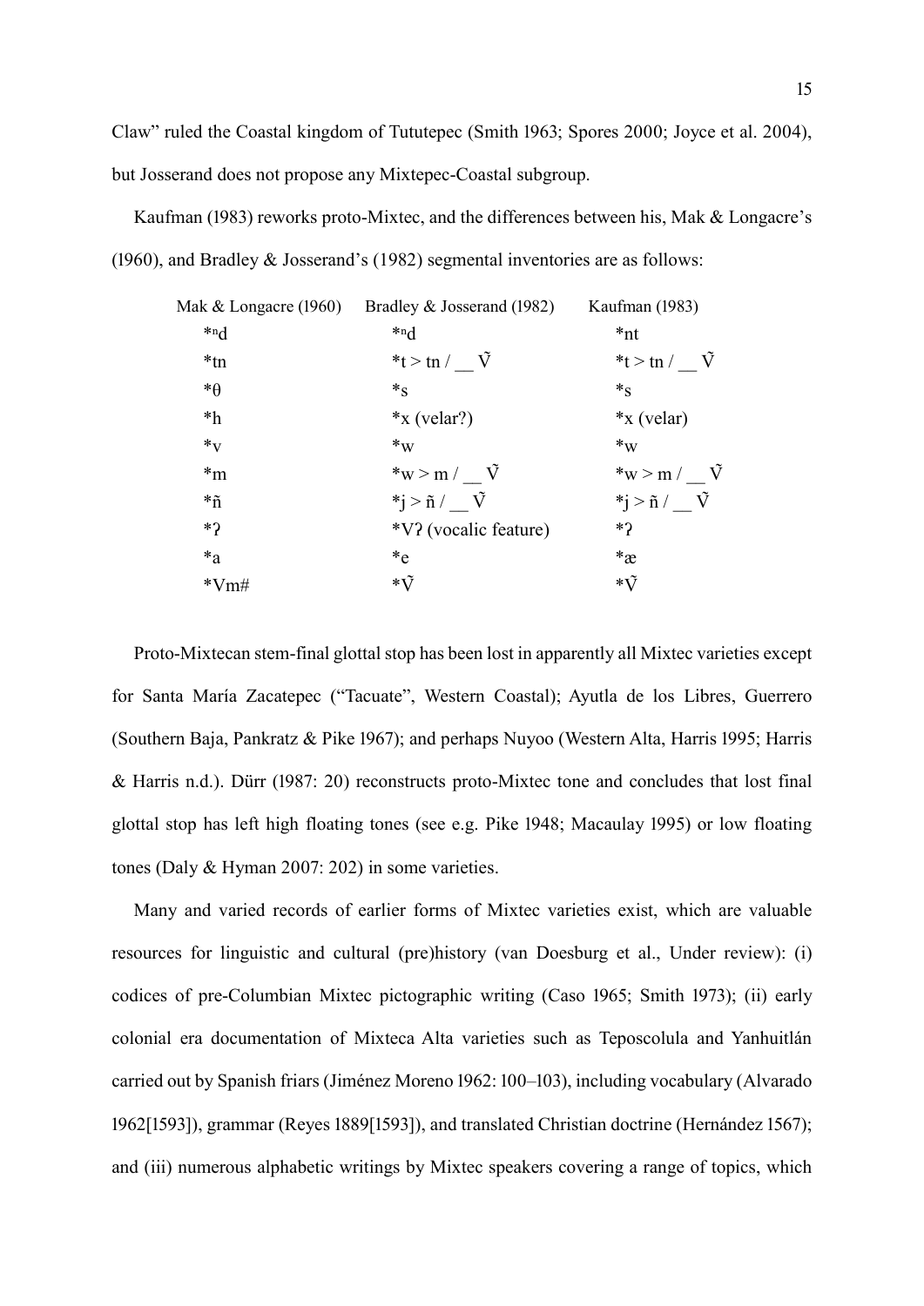Claw" ruled the Coastal kingdom of Tututepec (Smith 1963; Spores 2000; Joyce et al. 2004), but Josserand does not propose any Mixtepec-Coastal subgroup.

Kaufman (1983) reworks proto-Mixtec, and the differences between his, Mak & Longacre's (1960), and Bradley & Josserand's (1982) segmental inventories are as follows:

| Mak & Longacre (1960) | Bradley & Josserand (1982) | Kaufman (1983) |
|---|---|---|
| *ⁿd | *ⁿd | *nt |
| *tn | *t > tn / __ Ṽ | *t > tn / __ Ṽ |
| *θ | *s | *s |
| *h | *x (velar?) | *x (velar) |
| *v | *w | *w |
| *m | *w > m / __ Ṽ | *w > m / __ Ṽ |
| *ñ | *j > ñ / __ Ṽ | *j > ñ / __ Ṽ |
| *ʔ | *Vʔ (vocalic feature) | *ʔ |
| *a | *e | *æ |
| *Vm# | *Ṽ | *Ṽ |

Proto-Mixtecan stem-final glottal stop has been lost in apparently all Mixtec varieties except for Santa María Zacatepec ("Tacuate", Western Coastal); Ayutla de los Libres, Guerrero (Southern Baja, Pankratz & Pike 1967); and perhaps Nuyoo (Western Alta, Harris 1995; Harris & Harris n.d.). Dürr (1987: 20) reconstructs proto-Mixtec tone and concludes that lost final glottal stop has left high floating tones (see e.g. Pike 1948; Macaulay 1995) or low floating tones (Daly & Hyman 2007: 202) in some varieties.

Many and varied records of earlier forms of Mixtec varieties exist, which are valuable resources for linguistic and cultural (pre)history (van Doesburg et al., Under review): (i) codices of pre-Columbian Mixtec pictographic writing (Caso 1965; Smith 1973); (ii) early colonial era documentation of Mixteca Alta varieties such as Teposcolula and Yanhuitlán carried out by Spanish friars (Jiménez Moreno 1962: 100–103), including vocabulary (Alvarado 1962[1593]), grammar (Reyes 1889[1593]), and translated Christian doctrine (Hernández 1567); and (iii) numerous alphabetic writings by Mixtec speakers covering a range of topics, which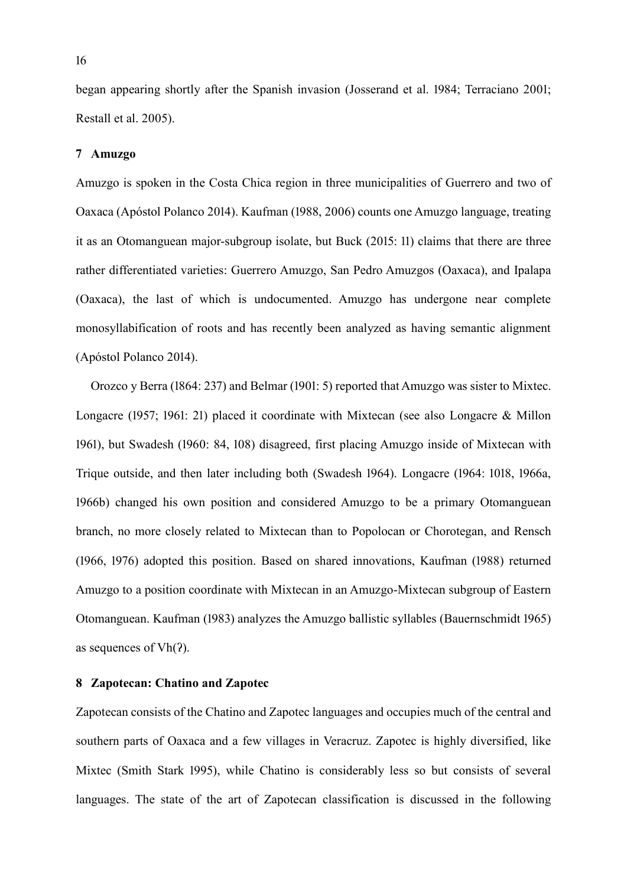began appearing shortly after the Spanish invasion (Josserand et al. 1984; Terraciano 2001; Restall et al. 2005).

## 7 Amuzgo

Amuzgo is spoken in the Costa Chica region in three municipalities of Guerrero and two of Oaxaca (Apóstol Polanco 2014). Kaufman (1988, 2006) counts one Amuzgo language, treating it as an Otomanguean major-subgroup isolate, but Buck (2015: 11) claims that there are three rather differentiated varieties: Guerrero Amuzgo, San Pedro Amuzgos (Oaxaca), and Ipalapa (Oaxaca), the last of which is undocumented. Amuzgo has undergone near complete monosyllabification of roots and has recently been analyzed as having semantic alignment (Apóstol Polanco 2014).

Orozco y Berra (1864: 237) and Belmar (1901: 5) reported that Amuzgo was sister to Mixtec. Longacre (1957; 1961: 21) placed it coordinate with Mixtecan (see also Longacre & Millon 1961), but Swadesh (1960: 84, 108) disagreed, first placing Amuzgo inside of Mixtecan with Trique outside, and then later including both (Swadesh 1964). Longacre (1964: 1018, 1966a, 1966b) changed his own position and considered Amuzgo to be a primary Otomanguean branch, no more closely related to Mixtecan than to Popolocan or Chorotegan, and Rensch (1966, 1976) adopted this position. Based on shared innovations, Kaufman (1988) returned Amuzgo to a position coordinate with Mixtecan in an Amuzgo-Mixtecan subgroup of Eastern Otomanguean. Kaufman (1983) analyzes the Amuzgo ballistic syllables (Bauernschmidt 1965) as sequences of Vh(ʔ).

## 8 Zapotecan: Chatino and Zapotec

Zapotecan consists of the Chatino and Zapotec languages and occupies much of the central and southern parts of Oaxaca and a few villages in Veracruz. Zapotec is highly diversified, like Mixtec (Smith Stark 1995), while Chatino is considerably less so but consists of several languages. The state of the art of Zapotecan classification is discussed in the following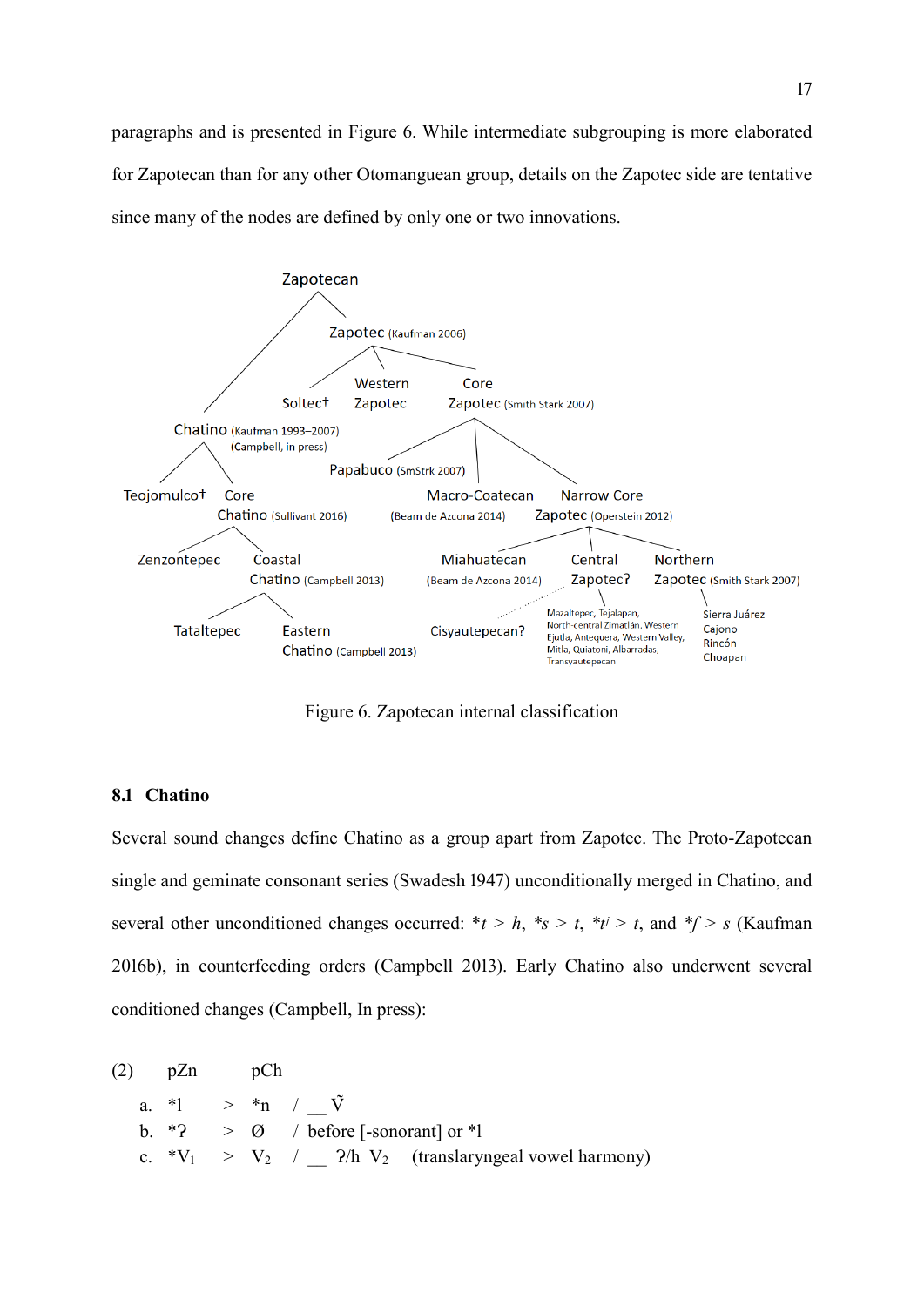paragraphs and is presented in Figure 6. While intermediate subgrouping is more elaborated for Zapotecan than for any other Otomanguean group, details on the Zapotec side are tentative since many of the nodes are defined by only one or two innovations.

- Zapotecan
  - Chatino (Kaufman 1993–2007) (Campbell, in press)
    - Teojomulco†
    - Core Chatino (Sullivant 2016)
      - Zenzontepec
      - Coastal Chatino (Campbell 2013)
        - Tataltepec
        - Eastern Chatino (Campbell 2013)
  - Zapotec (Kaufman 2006)
    - Soltec†
    - Western Zapotec
    - Core Zapotec (Smith Stark 2007)
      - Papabuco (SmStrk 2007)
      - Macro-Coatecan (Beam de Azcona 2014)
      - Narrow Core Zapotec (Operstein 2012)
        - Miahuatecan (Beam de Azcona 2014)
        - Central Zapotec?
          - Cisyautepecan?
          - Mazaltepec, Tejalapan, North-central Zimatlán, Western Ejutla, Antequera, Western Valley, Mitla, Quiatoni, Albarradas, Transyautepecan
        - Northern Zapotec (Smith Stark 2007)
          - Sierra Juárez, Cajono, Rincón, Choapan

Figure 6. Zapotecan internal classification

### 8.1 Chatino

Several sound changes define Chatino as a group apart from Zapotec. The Proto-Zapotecan single and geminate consonant series (Swadesh 1947) unconditionally merged in Chatino, and several other unconditioned changes occurred: **t* > *h*, **s* > *t*, **tʲ* > *t*, and **ʃ* > *s* (Kaufman 2016b), in counterfeeding orders (Campbell 2013). Early Chatino also underwent several conditioned changes (Campbell, In press):

(2)

| | pZn | | pCh | | |
|---|---|---|---|---|---|
| a. | *l | > | *n | / | __ Ṽ |
| b. | *ʔ | > | Ø | / | before [-sonorant] or *l |
| c. | $*V_1$ | > | $V_2$ | / | __ ʔ/h $V_2$ (translaryngeal vowel harmony) |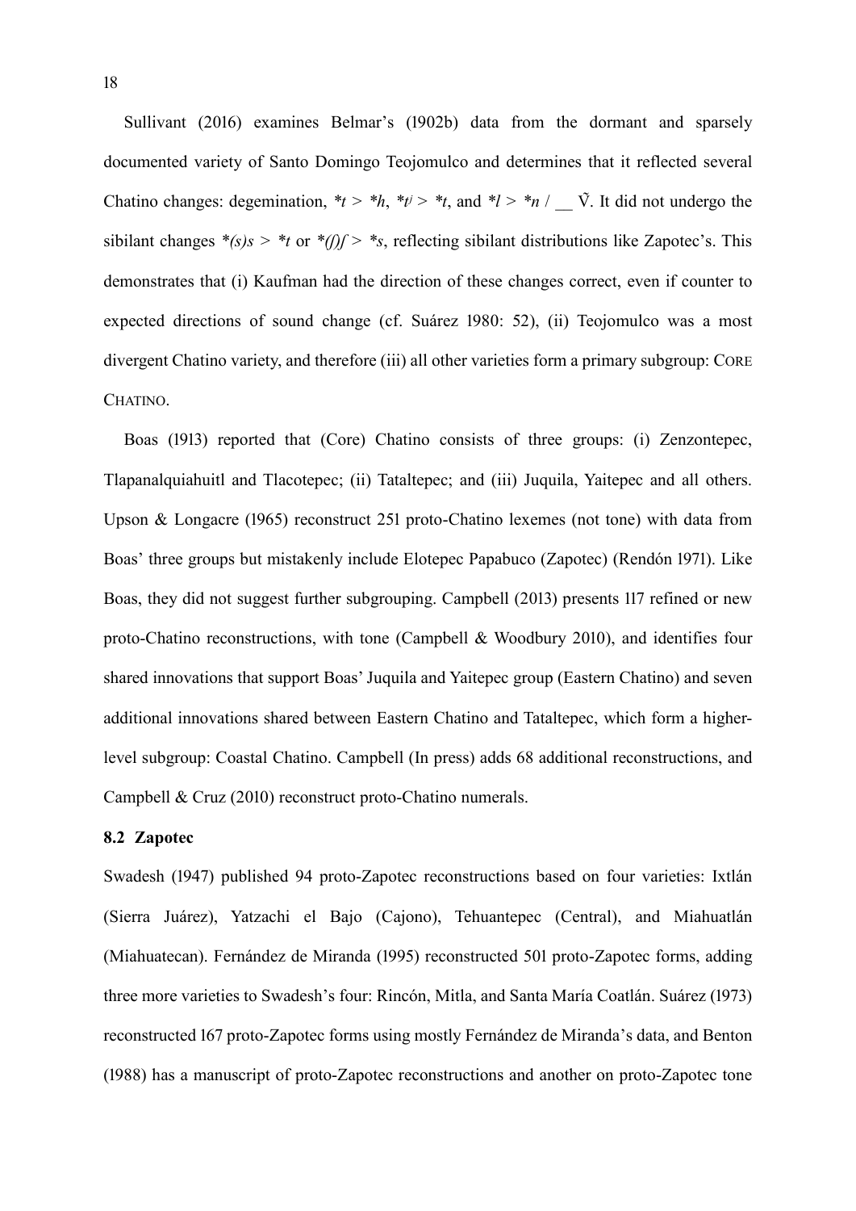Sullivant (2016) examines Belmar's (1902b) data from the dormant and sparsely documented variety of Santo Domingo Teojomulco and determines that it reflected several Chatino changes: degemination, *\*t* > *\*h*, *\*t*$^j$ > *\*t*, and *\*l* > *\*n* / __ Ṽ. It did not undergo the sibilant changes *\*(s)s* > *\*t* or *\*(ʃ)ʃ* > *\*s*, reflecting sibilant distributions like Zapotec's. This demonstrates that (i) Kaufman had the direction of these changes correct, even if counter to expected directions of sound change (cf. Suárez 1980: 52), (ii) Teojomulco was a most divergent Chatino variety, and therefore (iii) all other varieties form a primary subgroup: CORE CHATINO.

Boas (1913) reported that (Core) Chatino consists of three groups: (i) Zenzontepec, Tlapanalquiahuitl and Tlacotepec; (ii) Tataltepec; and (iii) Juquila, Yaitepec and all others. Upson & Longacre (1965) reconstruct 251 proto-Chatino lexemes (not tone) with data from Boas' three groups but mistakenly include Elotepec Papabuco (Zapotec) (Rendón 1971). Like Boas, they did not suggest further subgrouping. Campbell (2013) presents 117 refined or new proto-Chatino reconstructions, with tone (Campbell & Woodbury 2010), and identifies four shared innovations that support Boas' Juquila and Yaitepec group (Eastern Chatino) and seven additional innovations shared between Eastern Chatino and Tataltepec, which form a higher-level subgroup: Coastal Chatino. Campbell (In press) adds 68 additional reconstructions, and Campbell & Cruz (2010) reconstruct proto-Chatino numerals.

### 8.2 Zapotec

Swadesh (1947) published 94 proto-Zapotec reconstructions based on four varieties: Ixtlán (Sierra Juárez), Yatzachi el Bajo (Cajono), Tehuantepec (Central), and Miahuatlán (Miahuatecan). Fernández de Miranda (1995) reconstructed 501 proto-Zapotec forms, adding three more varieties to Swadesh's four: Rincón, Mitla, and Santa María Coatlán. Suárez (1973) reconstructed 167 proto-Zapotec forms using mostly Fernández de Miranda's data, and Benton (1988) has a manuscript of proto-Zapotec reconstructions and another on proto-Zapotec tone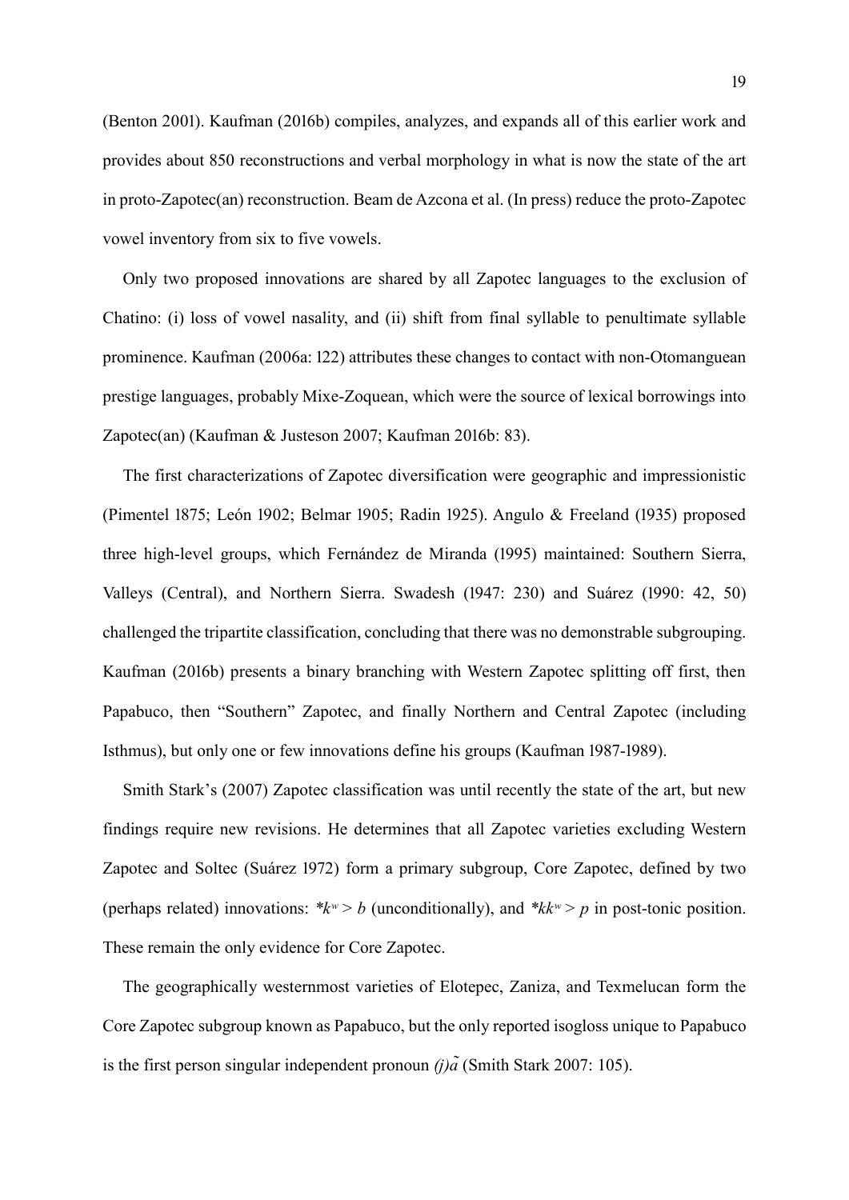(Benton 2001). Kaufman (2016b) compiles, analyzes, and expands all of this earlier work and provides about 850 reconstructions and verbal morphology in what is now the state of the art in proto-Zapotec(an) reconstruction. Beam de Azcona et al. (In press) reduce the proto-Zapotec vowel inventory from six to five vowels.

Only two proposed innovations are shared by all Zapotec languages to the exclusion of Chatino: (i) loss of vowel nasality, and (ii) shift from final syllable to penultimate syllable prominence. Kaufman (2006a: 122) attributes these changes to contact with non-Otomanguean prestige languages, probably Mixe-Zoquean, which were the source of lexical borrowings into Zapotec(an) (Kaufman & Justeson 2007; Kaufman 2016b: 83).

The first characterizations of Zapotec diversification were geographic and impressionistic (Pimentel 1875; León 1902; Belmar 1905; Radin 1925). Angulo & Freeland (1935) proposed three high-level groups, which Fernández de Miranda (1995) maintained: Southern Sierra, Valleys (Central), and Northern Sierra. Swadesh (1947: 230) and Suárez (1990: 42, 50) challenged the tripartite classification, concluding that there was no demonstrable subgrouping. Kaufman (2016b) presents a binary branching with Western Zapotec splitting off first, then Papabuco, then "Southern" Zapotec, and finally Northern and Central Zapotec (including Isthmus), but only one or few innovations define his groups (Kaufman 1987-1989).

Smith Stark's (2007) Zapotec classification was until recently the state of the art, but new findings require new revisions. He determines that all Zapotec varieties excluding Western Zapotec and Soltec (Suárez 1972) form a primary subgroup, Core Zapotec, defined by two (perhaps related) innovations: *$k^w$ > *b* (unconditionally), and *$kk^w$ > *p* in post-tonic position. These remain the only evidence for Core Zapotec.

The geographically westernmost varieties of Elotepec, Zaniza, and Texmelucan form the Core Zapotec subgroup known as Papabuco, but the only reported isogloss unique to Papabuco is the first person singular independent pronoun *(j)ã* (Smith Stark 2007: 105).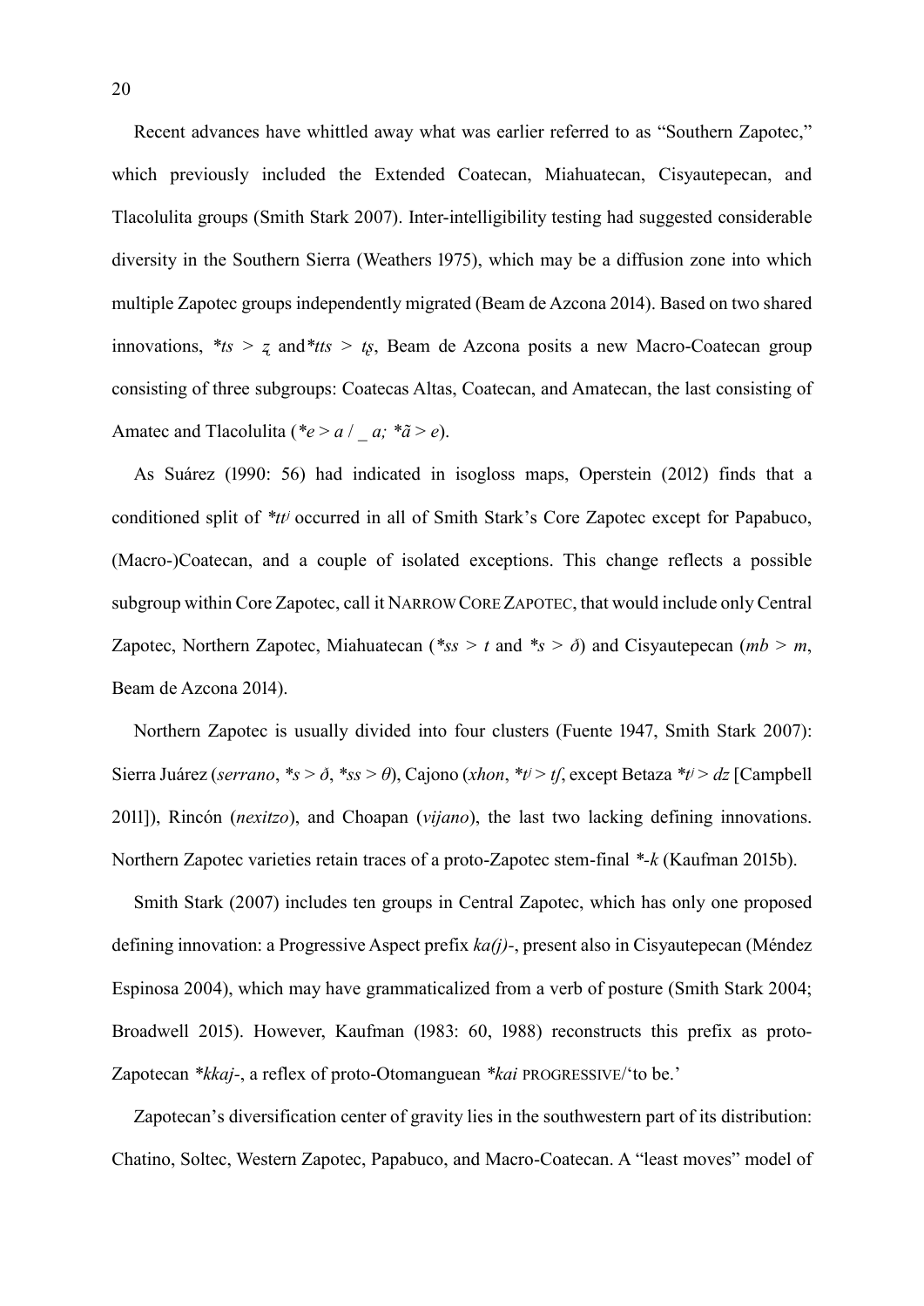Recent advances have whittled away what was earlier referred to as "Southern Zapotec," which previously included the Extended Coatecan, Miahuatecan, Cisyautepecan, and Tlacolulita groups (Smith Stark 2007). Inter-intelligibility testing had suggested considerable diversity in the Southern Sierra (Weathers 1975), which may be a diffusion zone into which multiple Zapotec groups independently migrated (Beam de Azcona 2014). Based on two shared innovations, *\*ts > ẓ* and *\*tts > tʂ*, Beam de Azcona posits a new Macro-Coatecan group consisting of three subgroups: Coatecas Altas, Coatecan, and Amatecan, the last consisting of Amatec and Tlacolulita (*\*e > a / _ a; \*ã > e*).

As Suárez (1990: 56) had indicated in isogloss maps, Operstein (2012) finds that a conditioned split of *\*ttʲ* occurred in all of Smith Stark's Core Zapotec except for Papabuco, (Macro-)Coatecan, and a couple of isolated exceptions. This change reflects a possible subgroup within Core Zapotec, call it NARROW CORE ZAPOTEC, that would include only Central Zapotec, Northern Zapotec, Miahuatecan (*\*ss > t* and *\*s > ð*) and Cisyautepecan (*mb > m*, Beam de Azcona 2014).

Northern Zapotec is usually divided into four clusters (Fuente 1947, Smith Stark 2007): Sierra Juárez (*serrano*, *\*s > ð*, *\*ss > θ*), Cajono (*xhon*, *\*tʲ > tʃ*, except Betaza *\*tʲ > dz* [Campbell 2011]), Rincón (*nexitzo*), and Choapan (*vijano*), the last two lacking defining innovations. Northern Zapotec varieties retain traces of a proto-Zapotec stem-final *\*-k* (Kaufman 2015b).

Smith Stark (2007) includes ten groups in Central Zapotec, which has only one proposed defining innovation: a Progressive Aspect prefix *ka(j)-*, present also in Cisyautepecan (Méndez Espinosa 2004), which may have grammaticalized from a verb of posture (Smith Stark 2004; Broadwell 2015). However, Kaufman (1983: 60, 1988) reconstructs this prefix as proto-Zapotecan *\*kkaj-*, a reflex of proto-Otomanguean *\*kai* PROGRESSIVE/'to be.'

Zapotecan's diversification center of gravity lies in the southwestern part of its distribution: Chatino, Soltec, Western Zapotec, Papabuco, and Macro-Coatecan. A "least moves" model of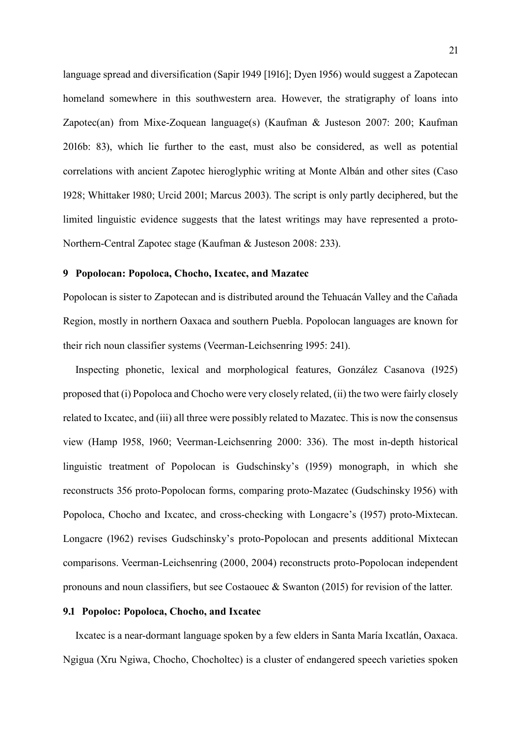language spread and diversification (Sapir 1949 [1916]; Dyen 1956) would suggest a Zapotecan homeland somewhere in this southwestern area. However, the stratigraphy of loans into Zapotec(an) from Mixe-Zoquean language(s) (Kaufman & Justeson 2007: 200; Kaufman 2016b: 83), which lie further to the east, must also be considered, as well as potential correlations with ancient Zapotec hieroglyphic writing at Monte Albán and other sites (Caso 1928; Whittaker 1980; Urcid 2001; Marcus 2003). The script is only partly deciphered, but the limited linguistic evidence suggests that the latest writings may have represented a proto-Northern-Central Zapotec stage (Kaufman & Justeson 2008: 233).

## 9 Popolocan: Popoloca, Chocho, Ixcatec, and Mazatec

Popolocan is sister to Zapotecan and is distributed around the Tehuacán Valley and the Cañada Region, mostly in northern Oaxaca and southern Puebla. Popolocan languages are known for their rich noun classifier systems (Veerman-Leichsenring 1995: 241).

Inspecting phonetic, lexical and morphological features, González Casanova (1925) proposed that (i) Popoloca and Chocho were very closely related, (ii) the two were fairly closely related to Ixcatec, and (iii) all three were possibly related to Mazatec. This is now the consensus view (Hamp 1958, 1960; Veerman-Leichsenring 2000: 336). The most in-depth historical linguistic treatment of Popolocan is Gudschinsky's (1959) monograph, in which she reconstructs 356 proto-Popolocan forms, comparing proto-Mazatec (Gudschinsky 1956) with Popoloca, Chocho and Ixcatec, and cross-checking with Longacre's (1957) proto-Mixtecan. Longacre (1962) revises Gudschinsky's proto-Popolocan and presents additional Mixtecan comparisons. Veerman-Leichsenring (2000, 2004) reconstructs proto-Popolocan independent pronouns and noun classifiers, but see Costaouec & Swanton (2015) for revision of the latter.

### 9.1 Popoloc: Popoloca, Chocho, and Ixcatec

Ixcatec is a near-dormant language spoken by a few elders in Santa María Ixcatlán, Oaxaca. Ngigua (Xru Ngiwa, Chocho, Chocholtec) is a cluster of endangered speech varieties spoken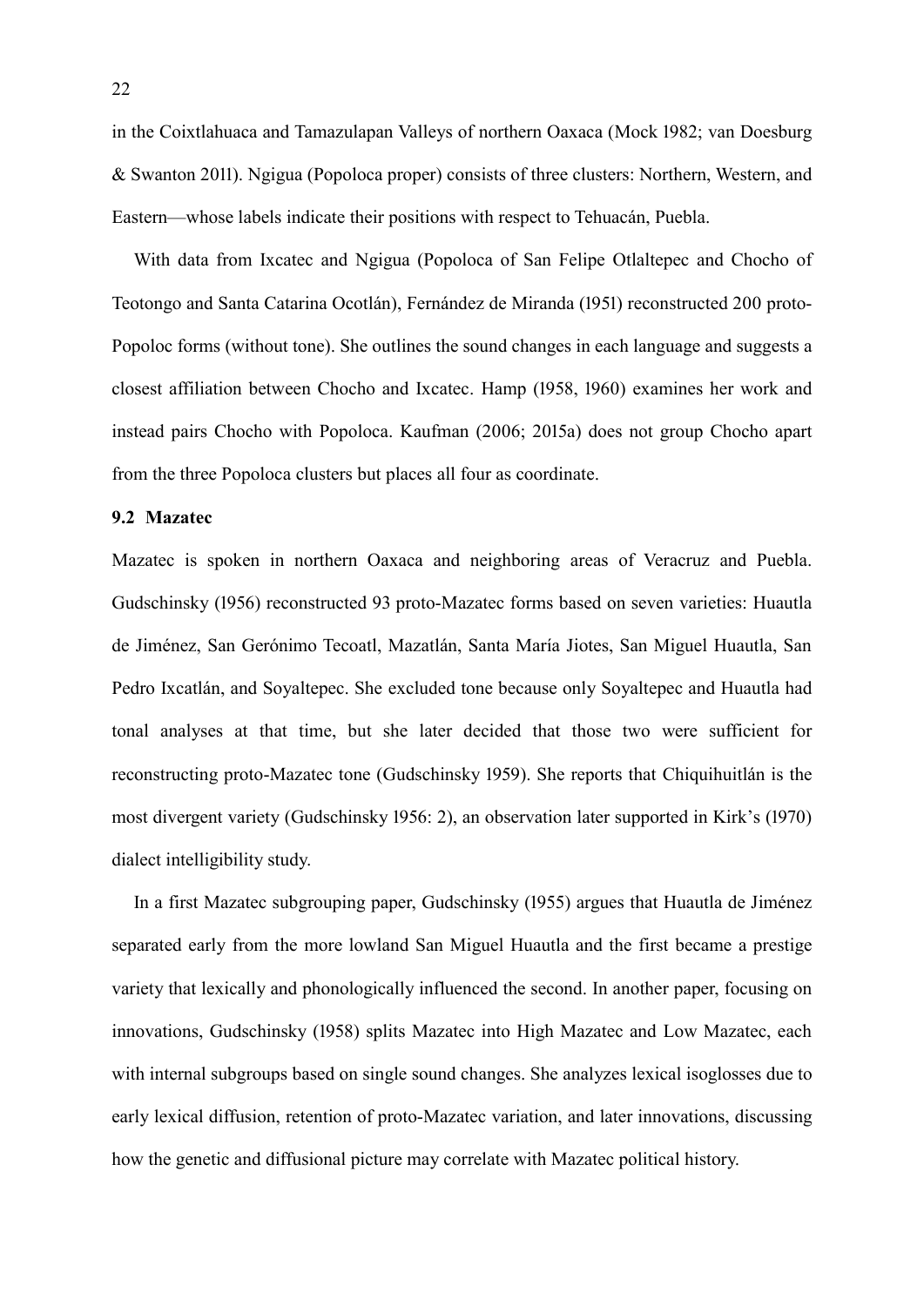in the Coixtlahuaca and Tamazulapan Valleys of northern Oaxaca (Mock 1982; van Doesburg & Swanton 2011). Ngigua (Popoloca proper) consists of three clusters: Northern, Western, and Eastern—whose labels indicate their positions with respect to Tehuacán, Puebla.

With data from Ixcatec and Ngigua (Popoloca of San Felipe Otlaltepec and Chocho of Teotongo and Santa Catarina Ocotlán), Fernández de Miranda (1951) reconstructed 200 proto-Popoloc forms (without tone). She outlines the sound changes in each language and suggests a closest affiliation between Chocho and Ixcatec. Hamp (1958, 1960) examines her work and instead pairs Chocho with Popoloca. Kaufman (2006; 2015a) does not group Chocho apart from the three Popoloca clusters but places all four as coordinate.

### 9.2 Mazatec

Mazatec is spoken in northern Oaxaca and neighboring areas of Veracruz and Puebla. Gudschinsky (1956) reconstructed 93 proto-Mazatec forms based on seven varieties: Huautla de Jiménez, San Gerónimo Tecoatl, Mazatlán, Santa María Jiotes, San Miguel Huautla, San Pedro Ixcatlán, and Soyaltepec. She excluded tone because only Soyaltepec and Huautla had tonal analyses at that time, but she later decided that those two were sufficient for reconstructing proto-Mazatec tone (Gudschinsky 1959). She reports that Chiquihuitlán is the most divergent variety (Gudschinsky 1956: 2), an observation later supported in Kirk's (1970) dialect intelligibility study.

In a first Mazatec subgrouping paper, Gudschinsky (1955) argues that Huautla de Jiménez separated early from the more lowland San Miguel Huautla and the first became a prestige variety that lexically and phonologically influenced the second. In another paper, focusing on innovations, Gudschinsky (1958) splits Mazatec into High Mazatec and Low Mazatec, each with internal subgroups based on single sound changes. She analyzes lexical isoglosses due to early lexical diffusion, retention of proto-Mazatec variation, and later innovations, discussing how the genetic and diffusional picture may correlate with Mazatec political history.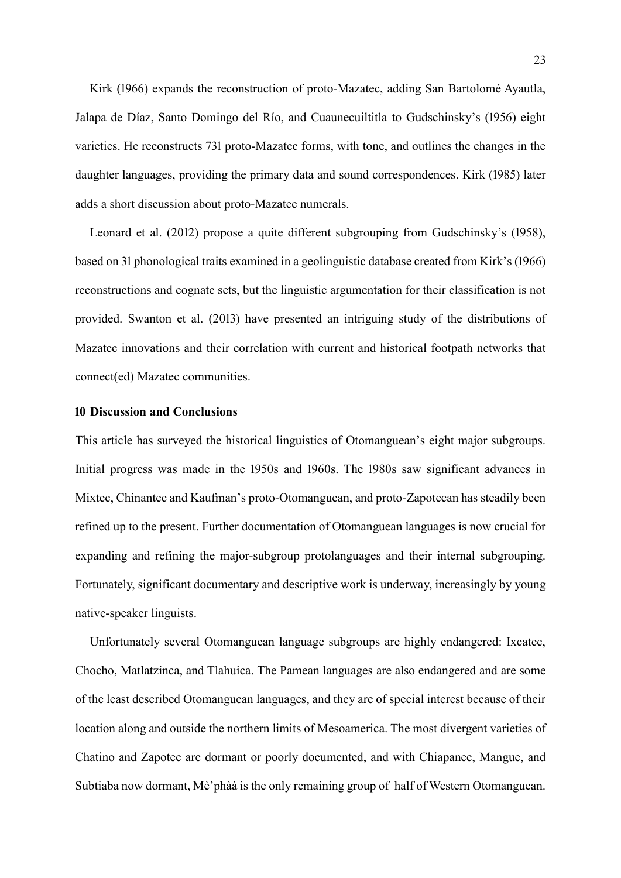Kirk (1966) expands the reconstruction of proto-Mazatec, adding San Bartolomé Ayautla, Jalapa de Díaz, Santo Domingo del Río, and Cuaunecuiltitla to Gudschinsky's (1956) eight varieties. He reconstructs 731 proto-Mazatec forms, with tone, and outlines the changes in the daughter languages, providing the primary data and sound correspondences. Kirk (1985) later adds a short discussion about proto-Mazatec numerals.

Leonard et al. (2012) propose a quite different subgrouping from Gudschinsky's (1958), based on 31 phonological traits examined in a geolinguistic database created from Kirk's (1966) reconstructions and cognate sets, but the linguistic argumentation for their classification is not provided. Swanton et al. (2013) have presented an intriguing study of the distributions of Mazatec innovations and their correlation with current and historical footpath networks that connect(ed) Mazatec communities.

## 10 Discussion and Conclusions

This article has surveyed the historical linguistics of Otomanguean's eight major subgroups. Initial progress was made in the 1950s and 1960s. The 1980s saw significant advances in Mixtec, Chinantec and Kaufman's proto-Otomanguean, and proto-Zapotecan has steadily been refined up to the present. Further documentation of Otomanguean languages is now crucial for expanding and refining the major-subgroup protolanguages and their internal subgrouping. Fortunately, significant documentary and descriptive work is underway, increasingly by young native-speaker linguists.

Unfortunately several Otomanguean language subgroups are highly endangered: Ixcatec, Chocho, Matlatzinca, and Tlahuica. The Pamean languages are also endangered and are some of the least described Otomanguean languages, and they are of special interest because of their location along and outside the northern limits of Mesoamerica. The most divergent varieties of Chatino and Zapotec are dormant or poorly documented, and with Chiapanec, Mangue, and Subtiaba now dormant, Mè'phàà is the only remaining group of half of Western Otomanguean.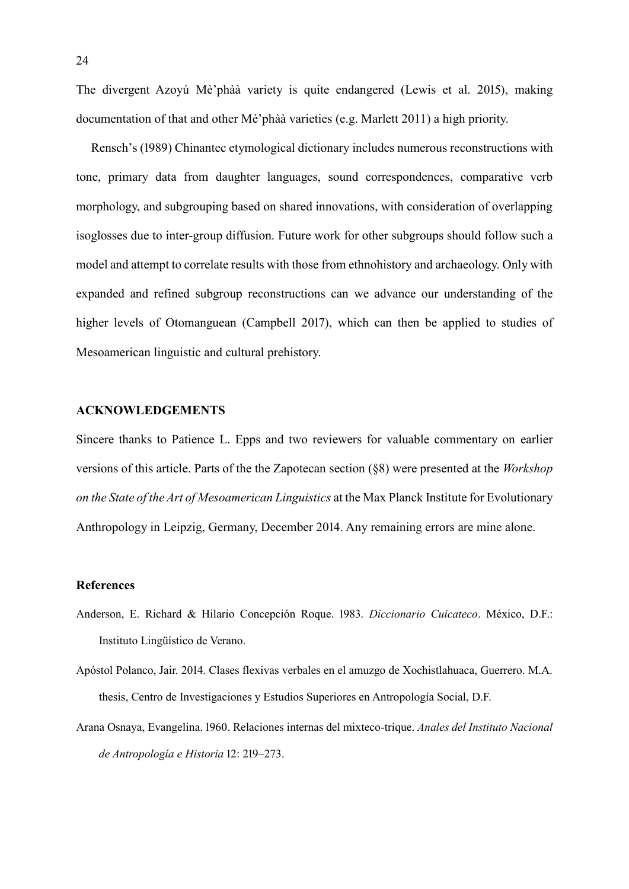The divergent Azoyú Mè'phàà variety is quite endangered (Lewis et al. 2015), making documentation of that and other Mè'phàà varieties (e.g. Marlett 2011) a high priority.

Rensch's (1989) Chinantec etymological dictionary includes numerous reconstructions with tone, primary data from daughter languages, sound correspondences, comparative verb morphology, and subgrouping based on shared innovations, with consideration of overlapping isoglosses due to inter-group diffusion. Future work for other subgroups should follow such a model and attempt to correlate results with those from ethnohistory and archaeology. Only with expanded and refined subgroup reconstructions can we advance our understanding of the higher levels of Otomanguean (Campbell 2017), which can then be applied to studies of Mesoamerican linguistic and cultural prehistory.

## ACKNOWLEDGEMENTS

Sincere thanks to Patience L. Epps and two reviewers for valuable commentary on earlier versions of this article. Parts of the the Zapotecan section (§8) were presented at the *Workshop on the State of the Art of Mesoamerican Linguistics* at the Max Planck Institute for Evolutionary Anthropology in Leipzig, Germany, December 2014. Any remaining errors are mine alone.

## References

Anderson, E. Richard & Hilario Concepción Roque. 1983. *Diccionario Cuicateco*. México, D.F.: Instituto Lingüístico de Verano.

Apóstol Polanco, Jair. 2014. Clases flexivas verbales en el amuzgo de Xochistlahuaca, Guerrero. M.A. thesis, Centro de Investigaciones y Estudios Superiores en Antropología Social, D.F.

Arana Osnaya, Evangelina. 1960. Relaciones internas del mixteco-trique. *Anales del Instituto Nacional de Antropología e Historia* 12: 219–273.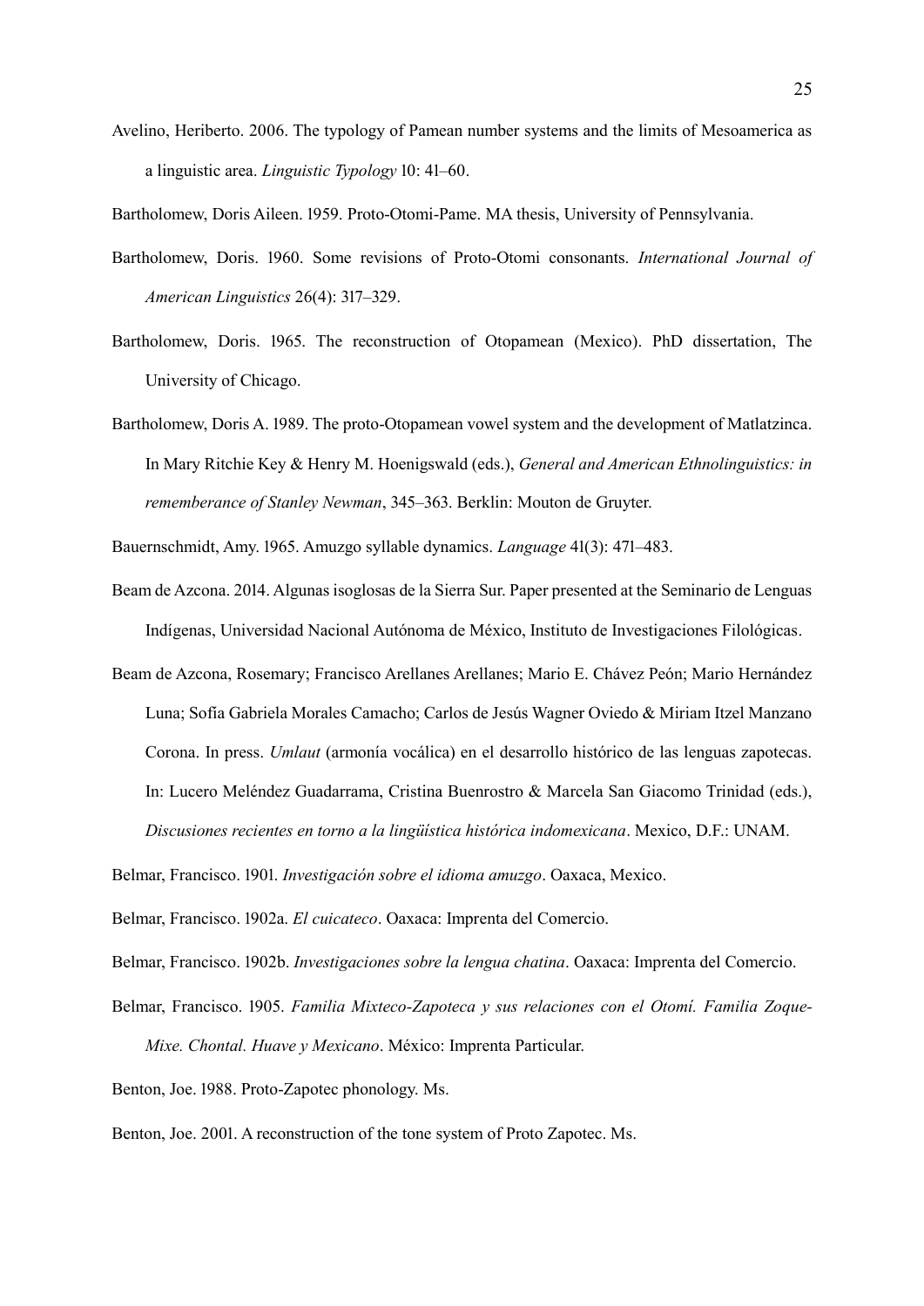Avelino, Heriberto. 2006. The typology of Pamean number systems and the limits of Mesoamerica as a linguistic area. *Linguistic Typology* 10: 41–60.

Bartholomew, Doris Aileen. 1959. Proto-Otomi-Pame. MA thesis, University of Pennsylvania.

Bartholomew, Doris. 1960. Some revisions of Proto-Otomi consonants. *International Journal of American Linguistics* 26(4): 317–329.

Bartholomew, Doris. 1965. The reconstruction of Otopamean (Mexico). PhD dissertation, The University of Chicago.

Bartholomew, Doris A. 1989. The proto-Otopamean vowel system and the development of Matlatzinca. In Mary Ritchie Key & Henry M. Hoenigswald (eds.), *General and American Ethnolinguistics: in rememberance of Stanley Newman*, 345–363. Berklin: Mouton de Gruyter.

Bauernschmidt, Amy. 1965. Amuzgo syllable dynamics. *Language* 41(3): 471–483.

Beam de Azcona. 2014. Algunas isoglosas de la Sierra Sur. Paper presented at the Seminario de Lenguas Indígenas, Universidad Nacional Autónoma de México, Instituto de Investigaciones Filológicas.

Beam de Azcona, Rosemary; Francisco Arellanes Arellanes; Mario E. Chávez Peón; Mario Hernández Luna; Sofía Gabriela Morales Camacho; Carlos de Jesús Wagner Oviedo & Miriam Itzel Manzano Corona. In press. *Umlaut* (armonía vocálica) en el desarrollo histórico de las lenguas zapotecas. In: Lucero Meléndez Guadarrama, Cristina Buenrostro & Marcela San Giacomo Trinidad (eds.), *Discusiones recientes en torno a la lingüística histórica indomexicana*. Mexico, D.F.: UNAM.

Belmar, Francisco. 1901. *Investigación sobre el idioma amuzgo*. Oaxaca, Mexico.

Belmar, Francisco. 1902a. *El cuicateco*. Oaxaca: Imprenta del Comercio.

Belmar, Francisco. 1902b. *Investigaciones sobre la lengua chatina*. Oaxaca: Imprenta del Comercio.

Belmar, Francisco. 1905. *Familia Mixteco-Zapoteca y sus relaciones con el Otomí. Familia Zoque-Mixe. Chontal. Huave y Mexicano*. México: Imprenta Particular.

Benton, Joe. 1988. Proto-Zapotec phonology. Ms.

Benton, Joe. 2001. A reconstruction of the tone system of Proto Zapotec. Ms.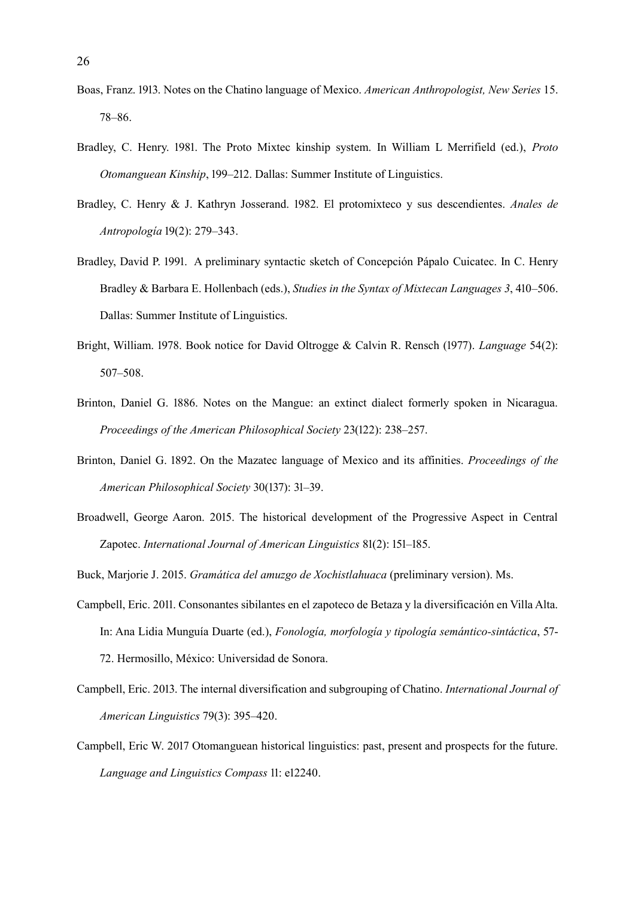Boas, Franz. 1913. Notes on the Chatino language of Mexico. *American Anthropologist, New Series* 15. 78–86.

Bradley, C. Henry. 1981. The Proto Mixtec kinship system. In William L Merrifield (ed.), *Proto Otomanguean Kinship*, 199–212. Dallas: Summer Institute of Linguistics.

Bradley, C. Henry & J. Kathryn Josserand. 1982. El protomixteco y sus descendientes. *Anales de Antropología* 19(2): 279–343.

Bradley, David P. 1991. A preliminary syntactic sketch of Concepción Pápalo Cuicatec. In C. Henry Bradley & Barbara E. Hollenbach (eds.), *Studies in the Syntax of Mixtecan Languages 3*, 410–506. Dallas: Summer Institute of Linguistics.

Bright, William. 1978. Book notice for David Oltrogge & Calvin R. Rensch (1977). *Language* 54(2): 507–508.

Brinton, Daniel G. 1886. Notes on the Mangue: an extinct dialect formerly spoken in Nicaragua. *Proceedings of the American Philosophical Society* 23(122): 238–257.

Brinton, Daniel G. 1892. On the Mazatec language of Mexico and its affinities. *Proceedings of the American Philosophical Society* 30(137): 31–39.

Broadwell, George Aaron. 2015. The historical development of the Progressive Aspect in Central Zapotec. *International Journal of American Linguistics* 81(2): 151–185.

Buck, Marjorie J. 2015. *Gramática del amuzgo de Xochistlahuaca* (preliminary version). Ms.

Campbell, Eric. 2011. Consonantes sibilantes en el zapoteco de Betaza y la diversificación en Villa Alta. In: Ana Lidia Munguía Duarte (ed.), *Fonología, morfología y tipología semántico-sintáctica*, 57-72. Hermosillo, México: Universidad de Sonora.

Campbell, Eric. 2013. The internal diversification and subgrouping of Chatino. *International Journal of American Linguistics* 79(3): 395–420.

Campbell, Eric W. 2017 Otomanguean historical linguistics: past, present and prospects for the future. *Language and Linguistics Compass* 11: e12240.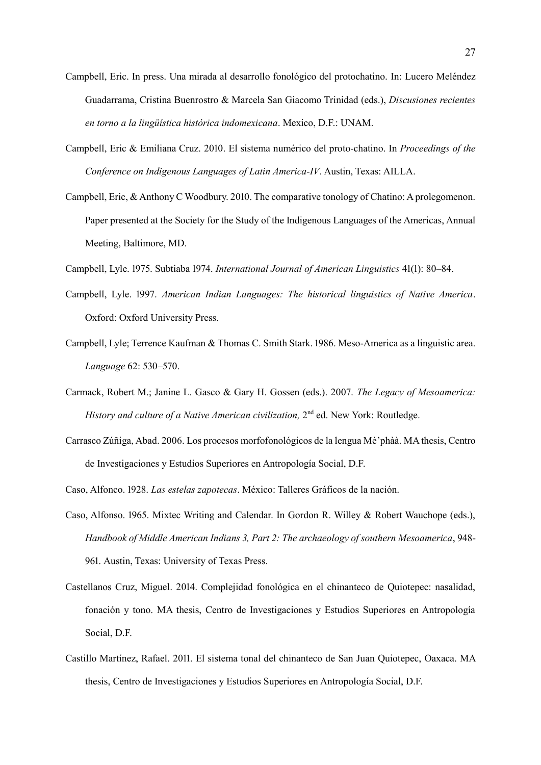Campbell, Eric. In press. Una mirada al desarrollo fonológico del protochatino. In: Lucero Meléndez Guadarrama, Cristina Buenrostro & Marcela San Giacomo Trinidad (eds.), *Discusiones recientes en torno a la lingüística histórica indomexicana*. Mexico, D.F.: UNAM.

Campbell, Eric & Emiliana Cruz. 2010. El sistema numérico del proto-chatino. In *Proceedings of the Conference on Indigenous Languages of Latin America-IV*. Austin, Texas: AILLA.

Campbell, Eric, & Anthony C Woodbury. 2010. The comparative tonology of Chatino: A prolegomenon. Paper presented at the Society for the Study of the Indigenous Languages of the Americas, Annual Meeting, Baltimore, MD.

Campbell, Lyle. 1975. Subtiaba 1974. *International Journal of American Linguistics* 41(1): 80–84.

Campbell, Lyle. 1997. *American Indian Languages: The historical linguistics of Native America*. Oxford: Oxford University Press.

Campbell, Lyle; Terrence Kaufman & Thomas C. Smith Stark. 1986. Meso-America as a linguistic area. *Language* 62: 530–570.

Carmack, Robert M.; Janine L. Gasco & Gary H. Gossen (eds.). 2007. *The Legacy of Mesoamerica: History and culture of a Native American civilization,* 2nd ed. New York: Routledge.

Carrasco Zúñiga, Abad. 2006. Los procesos morfofonológicos de la lengua Mè'phàà. MA thesis, Centro de Investigaciones y Estudios Superiores en Antropología Social, D.F.

Caso, Alfonco. 1928. *Las estelas zapotecas*. México: Talleres Gráficos de la nación.

Caso, Alfonso. 1965. Mixtec Writing and Calendar. In Gordon R. Willey & Robert Wauchope (eds.), *Handbook of Middle American Indians 3, Part 2: The archaeology of southern Mesoamerica*, 948-961. Austin, Texas: University of Texas Press.

Castellanos Cruz, Miguel. 2014. Complejidad fonológica en el chinanteco de Quiotepec: nasalidad, fonación y tono. MA thesis, Centro de Investigaciones y Estudios Superiores en Antropología Social, D.F.

Castillo Martínez, Rafael. 2011. El sistema tonal del chinanteco de San Juan Quiotepec, Oaxaca. MA thesis, Centro de Investigaciones y Estudios Superiores en Antropología Social, D.F.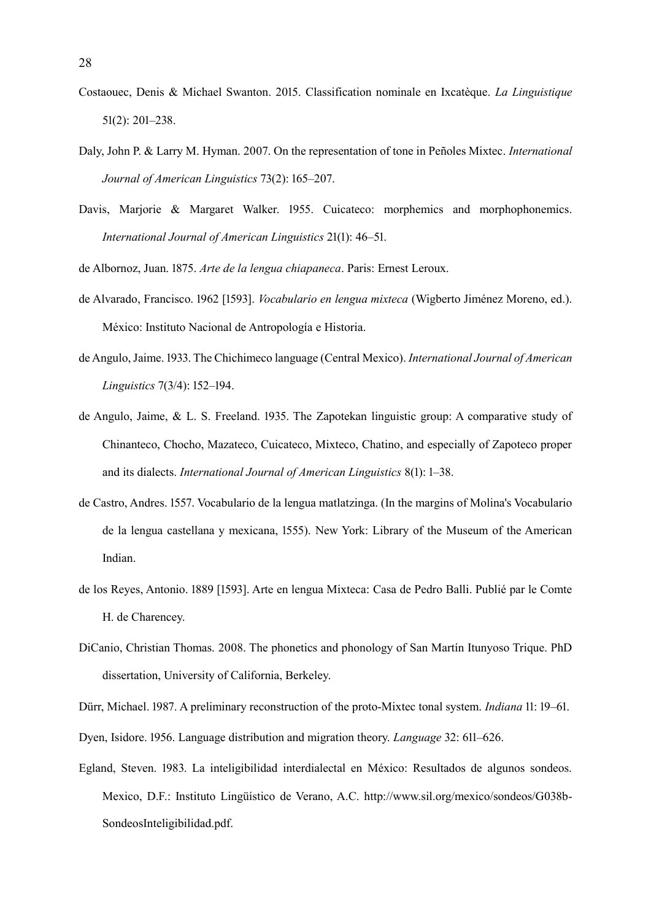Costaouec, Denis & Michael Swanton. 2015. Classification nominale en Ixcatèque. *La Linguistique* 51(2): 201–238.

Daly, John P. & Larry M. Hyman. 2007. On the representation of tone in Peñoles Mixtec. *International Journal of American Linguistics* 73(2): 165–207.

Davis, Marjorie & Margaret Walker. 1955. Cuicateco: morphemics and morphophonemics. *International Journal of American Linguistics* 21(1): 46–51.

de Albornoz, Juan. 1875. *Arte de la lengua chiapaneca*. Paris: Ernest Leroux.

de Alvarado, Francisco. 1962 [1593]. *Vocabulario en lengua mixteca* (Wigberto Jiménez Moreno, ed.). México: Instituto Nacional de Antropología e Historia.

de Angulo, Jaime. 1933. The Chichimeco language (Central Mexico). *International Journal of American Linguistics* 7(3/4): 152–194.

de Angulo, Jaime, & L. S. Freeland. 1935. The Zapotekan linguistic group: A comparative study of Chinanteco, Chocho, Mazateco, Cuicateco, Mixteco, Chatino, and especially of Zapoteco proper and its dialects. *International Journal of American Linguistics* 8(1): 1–38.

de Castro, Andres. 1557. Vocabulario de la lengua matlatzinga. (In the margins of Molina's Vocabulario de la lengua castellana y mexicana, 1555). New York: Library of the Museum of the American Indian.

de los Reyes, Antonio. 1889 [1593]. Arte en lengua Mixteca: Casa de Pedro Balli. Publié par le Comte H. de Charencey.

DiCanio, Christian Thomas. 2008. The phonetics and phonology of San Martín Itunyoso Trique. PhD dissertation, University of California, Berkeley.

Dürr, Michael. 1987. A preliminary reconstruction of the proto-Mixtec tonal system. *Indiana* 11: 19–61.

Dyen, Isidore. 1956. Language distribution and migration theory. *Language* 32: 611–626.

Egland, Steven. 1983. La inteligibilidad interdialectal en México: Resultados de algunos sondeos. Mexico, D.F.: Instituto Lingüístico de Verano, A.C. http://www.sil.org/mexico/sondeos/G038b-SondeosInteligibilidad.pdf.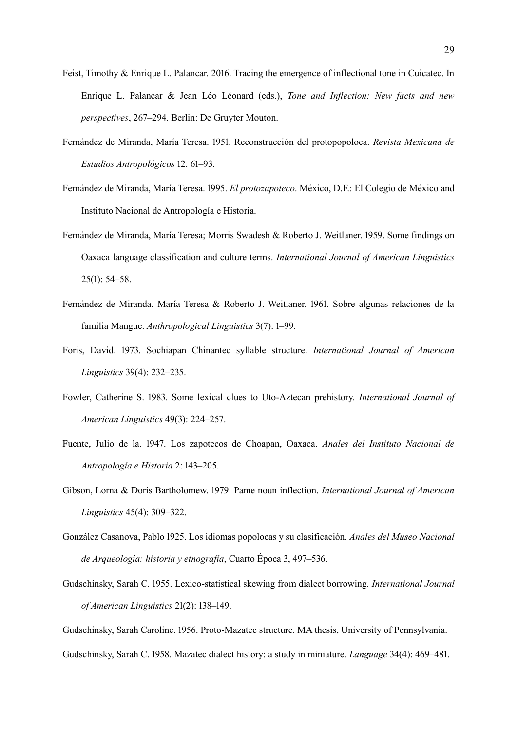Feist, Timothy & Enrique L. Palancar. 2016. Tracing the emergence of inflectional tone in Cuicatec. In Enrique L. Palancar & Jean Léo Léonard (eds.), *Tone and Inflection: New facts and new perspectives*, 267–294. Berlin: De Gruyter Mouton.

Fernández de Miranda, María Teresa. 1951. Reconstrucción del protopopoloca. *Revista Mexicana de Estudios Antropológicos* 12: 61–93.

Fernández de Miranda, María Teresa. 1995. *El protozapoteco*. México, D.F.: El Colegio de México and Instituto Nacional de Antropología e Historia.

Fernández de Miranda, María Teresa; Morris Swadesh & Roberto J. Weitlaner. 1959. Some findings on Oaxaca language classification and culture terms. *International Journal of American Linguistics* 25(1): 54–58.

Fernández de Miranda, María Teresa & Roberto J. Weitlaner. 1961. Sobre algunas relaciones de la familia Mangue. *Anthropological Linguistics* 3(7): 1–99.

Foris, David. 1973. Sochiapan Chinantec syllable structure. *International Journal of American Linguistics* 39(4): 232–235.

Fowler, Catherine S. 1983. Some lexical clues to Uto-Aztecan prehistory. *International Journal of American Linguistics* 49(3): 224–257.

Fuente, Julio de la. 1947. Los zapotecos de Choapan, Oaxaca. *Anales del Instituto Nacional de Antropología e Historia* 2: 143–205.

Gibson, Lorna & Doris Bartholomew. 1979. Pame noun inflection. *International Journal of American Linguistics* 45(4): 309–322.

González Casanova, Pablo 1925. Los idiomas popolocas y su clasificación. *Anales del Museo Nacional de Arqueología: historia y etnografía*, Cuarto Época 3, 497–536.

Gudschinsky, Sarah C. 1955. Lexico-statistical skewing from dialect borrowing. *International Journal of American Linguistics* 21(2): 138–149.

Gudschinsky, Sarah Caroline. 1956. Proto-Mazatec structure. MA thesis, University of Pennsylvania.

Gudschinsky, Sarah C. 1958. Mazatec dialect history: a study in miniature. *Language* 34(4): 469–481.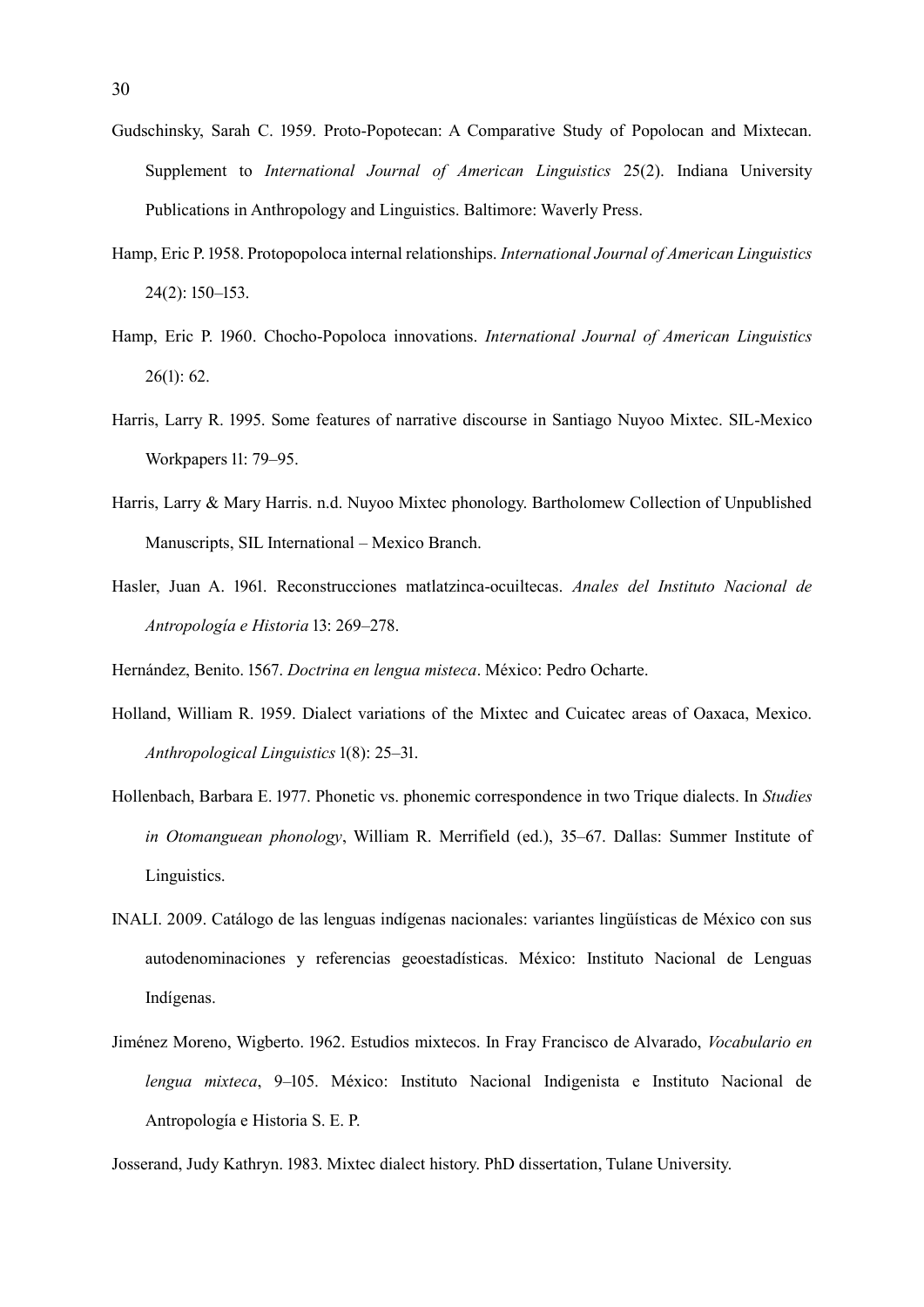Gudschinsky, Sarah C. 1959. Proto-Popotecan: A Comparative Study of Popolocan and Mixtecan. Supplement to *International Journal of American Linguistics* 25(2). Indiana University Publications in Anthropology and Linguistics. Baltimore: Waverly Press.

Hamp, Eric P. 1958. Protopopoloca internal relationships. *International Journal of American Linguistics* 24(2): 150–153.

Hamp, Eric P. 1960. Chocho-Popoloca innovations. *International Journal of American Linguistics* 26(1): 62.

Harris, Larry R. 1995. Some features of narrative discourse in Santiago Nuyoo Mixtec. SIL-Mexico Workpapers 11: 79–95.

Harris, Larry & Mary Harris. n.d. Nuyoo Mixtec phonology. Bartholomew Collection of Unpublished Manuscripts, SIL International – Mexico Branch.

Hasler, Juan A. 1961. Reconstrucciones matlatzinca-ocuiltecas. *Anales del Instituto Nacional de Antropología e Historia* 13: 269–278.

Hernández, Benito. 1567. *Doctrina en lengua misteca*. México: Pedro Ocharte.

Holland, William R. 1959. Dialect variations of the Mixtec and Cuicatec areas of Oaxaca, Mexico. *Anthropological Linguistics* 1(8): 25–31.

Hollenbach, Barbara E. 1977. Phonetic vs. phonemic correspondence in two Trique dialects. In *Studies in Otomanguean phonology*, William R. Merrifield (ed.), 35–67. Dallas: Summer Institute of Linguistics.

INALI. 2009. Catálogo de las lenguas indígenas nacionales: variantes lingüísticas de México con sus autodenominaciones y referencias geoestadísticas. México: Instituto Nacional de Lenguas Indígenas.

Jiménez Moreno, Wigberto. 1962. Estudios mixtecos. In Fray Francisco de Alvarado, *Vocabulario en lengua mixteca*, 9–105. México: Instituto Nacional Indigenista e Instituto Nacional de Antropología e Historia S. E. P.

Josserand, Judy Kathryn. 1983. Mixtec dialect history. PhD dissertation, Tulane University.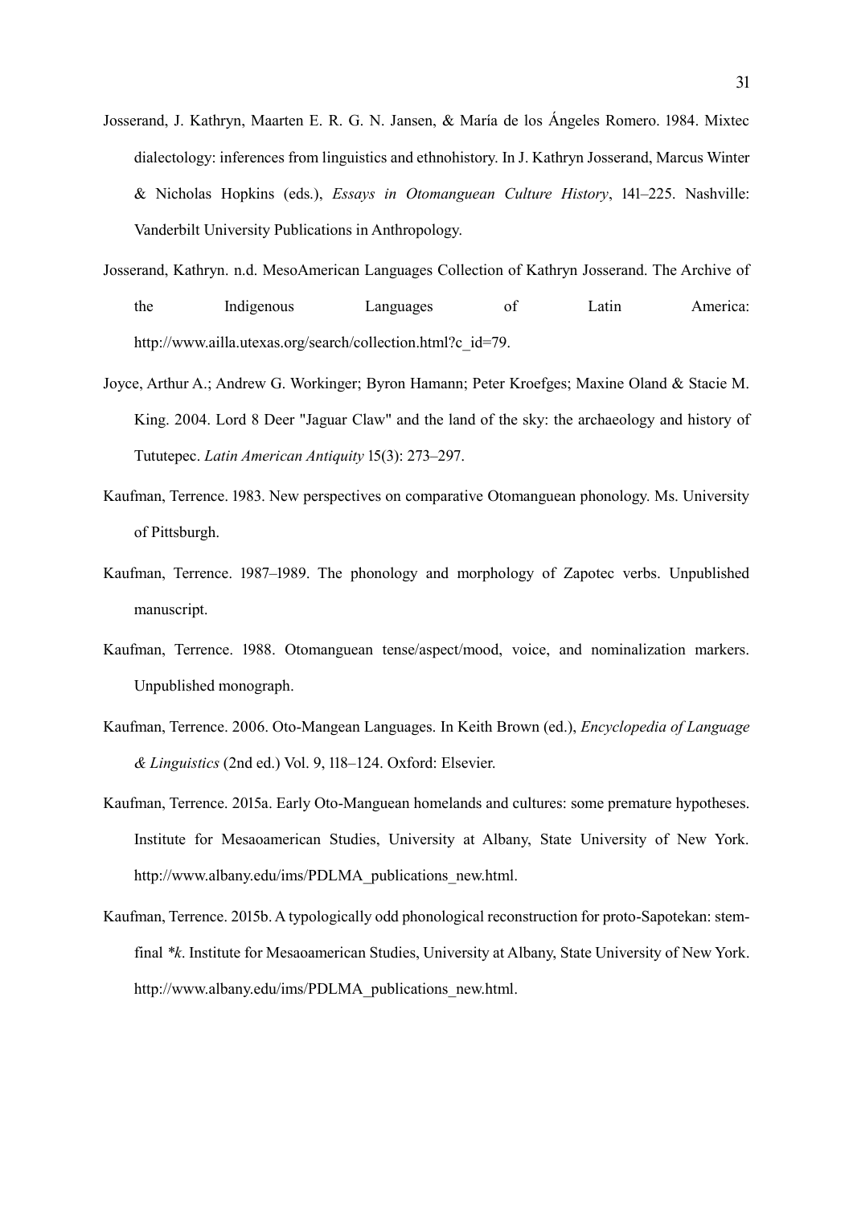Josserand, J. Kathryn, Maarten E. R. G. N. Jansen, & María de los Ángeles Romero. 1984. Mixtec dialectology: inferences from linguistics and ethnohistory. In J. Kathryn Josserand, Marcus Winter & Nicholas Hopkins (eds.), *Essays in Otomanguean Culture History*, 141–225. Nashville: Vanderbilt University Publications in Anthropology.

Josserand, Kathryn. n.d. MesoAmerican Languages Collection of Kathryn Josserand. The Archive of the Indigenous Languages of Latin America: http://www.ailla.utexas.org/search/collection.html?c_id=79.

Joyce, Arthur A.; Andrew G. Workinger; Byron Hamann; Peter Kroefges; Maxine Oland & Stacie M. King. 2004. Lord 8 Deer "Jaguar Claw" and the land of the sky: the archaeology and history of Tututepec. *Latin American Antiquity* 15(3): 273–297.

Kaufman, Terrence. 1983. New perspectives on comparative Otomanguean phonology. Ms. University of Pittsburgh.

Kaufman, Terrence. 1987–1989. The phonology and morphology of Zapotec verbs. Unpublished manuscript.

Kaufman, Terrence. 1988. Otomanguean tense/aspect/mood, voice, and nominalization markers. Unpublished monograph.

Kaufman, Terrence. 2006. Oto-Mangean Languages. In Keith Brown (ed.), *Encyclopedia of Language & Linguistics* (2nd ed.) Vol. 9, 118–124. Oxford: Elsevier.

Kaufman, Terrence. 2015a. Early Oto-Manguean homelands and cultures: some premature hypotheses. Institute for Mesaoamerican Studies, University at Albany, State University of New York. http://www.albany.edu/ims/PDLMA_publications_new.html.

Kaufman, Terrence. 2015b. A typologically odd phonological reconstruction for proto-Sapotekan: stem-final *\*k*. Institute for Mesaoamerican Studies, University at Albany, State University of New York. http://www.albany.edu/ims/PDLMA_publications_new.html.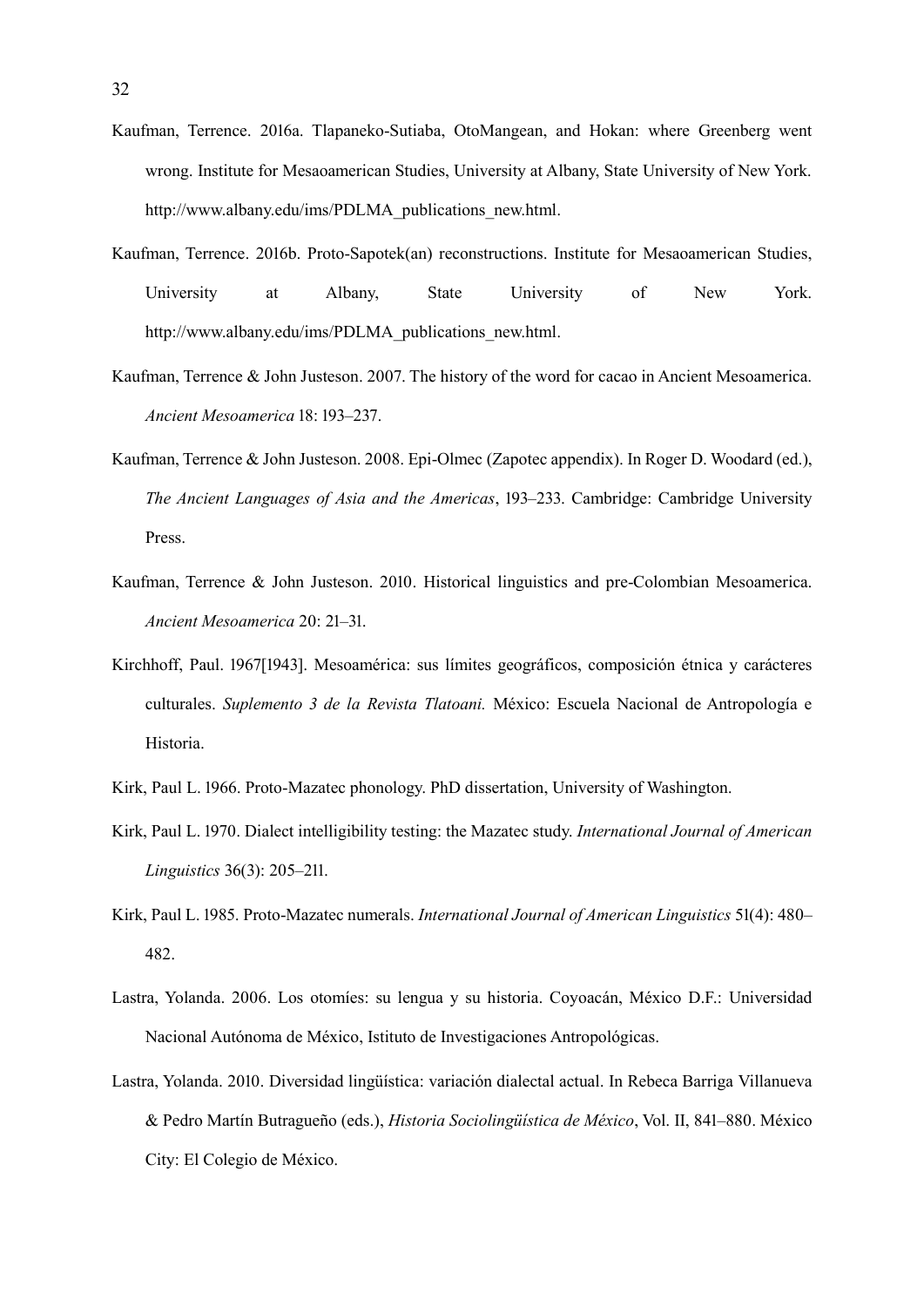Kaufman, Terrence. 2016a. Tlapaneko-Sutiaba, OtoMangean, and Hokan: where Greenberg went wrong. Institute for Mesaoamerican Studies, University at Albany, State University of New York. http://www.albany.edu/ims/PDLMA_publications_new.html.

Kaufman, Terrence. 2016b. Proto-Sapotek(an) reconstructions. Institute for Mesaoamerican Studies, University at Albany, State University of New York. http://www.albany.edu/ims/PDLMA_publications_new.html.

Kaufman, Terrence & John Justeson. 2007. The history of the word for cacao in Ancient Mesoamerica. *Ancient Mesoamerica* 18: 193–237.

Kaufman, Terrence & John Justeson. 2008. Epi-Olmec (Zapotec appendix). In Roger D. Woodard (ed.), *The Ancient Languages of Asia and the Americas*, 193–233. Cambridge: Cambridge University Press.

Kaufman, Terrence & John Justeson. 2010. Historical linguistics and pre-Colombian Mesoamerica. *Ancient Mesoamerica* 20: 21–31.

Kirchhoff, Paul. 1967[1943]. Mesoamérica: sus límites geográficos, composición étnica y carácteres culturales. *Suplemento 3 de la Revista Tlatoani.* México: Escuela Nacional de Antropología e Historia.

Kirk, Paul L. 1966. Proto-Mazatec phonology. PhD dissertation, University of Washington.

Kirk, Paul L. 1970. Dialect intelligibility testing: the Mazatec study. *International Journal of American Linguistics* 36(3): 205–211.

Kirk, Paul L. 1985. Proto-Mazatec numerals. *International Journal of American Linguistics* 51(4): 480–482.

Lastra, Yolanda. 2006. Los otomíes: su lengua y su historia. Coyoacán, México D.F.: Universidad Nacional Autónoma de México, Istituto de Investigaciones Antropológicas.

Lastra, Yolanda. 2010. Diversidad lingüística: variación dialectal actual. In Rebeca Barriga Villanueva & Pedro Martín Butragueño (eds.), *Historia Sociolingüística de México*, Vol. II, 841–880. México City: El Colegio de México.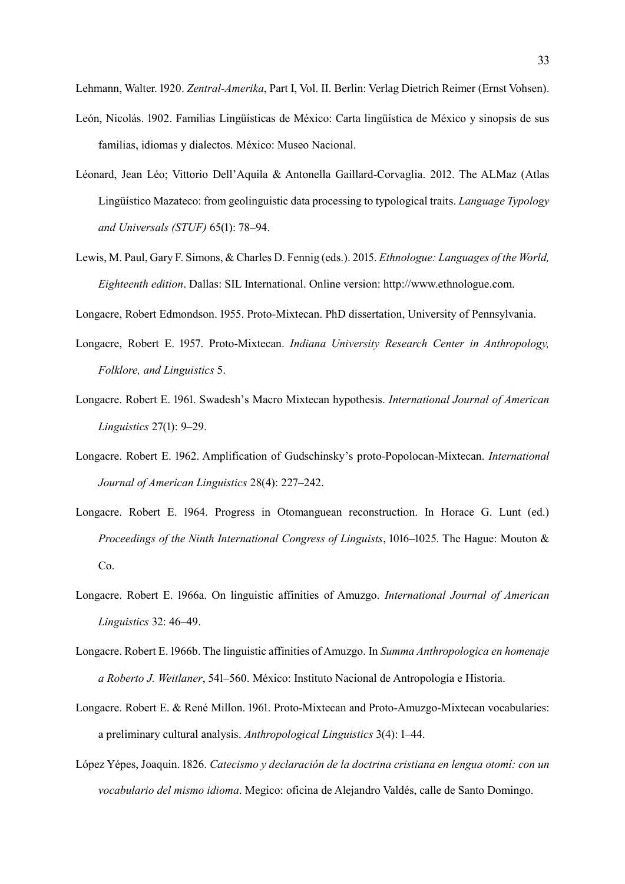Lehmann, Walter. 1920. *Zentral-Amerika*, Part I, Vol. II. Berlin: Verlag Dietrich Reimer (Ernst Vohsen).

León, Nicolás. 1902. Familias Lingüísticas de México: Carta lingüística de México y sinopsis de sus familias, idiomas y dialectos. México: Museo Nacional.

Léonard, Jean Léo; Vittorio Dell'Aquila & Antonella Gaillard-Corvaglia. 2012. The ALMaz (Atlas Lingüístico Mazateco: from geolinguistic data processing to typological traits. *Language Typology and Universals (STUF)* 65(1): 78–94.

Lewis, M. Paul, Gary F. Simons, & Charles D. Fennig (eds.). 2015. *Ethnologue: Languages of the World, Eighteenth edition*. Dallas: SIL International. Online version: http://www.ethnologue.com.

Longacre, Robert Edmondson. 1955. Proto-Mixtecan. PhD dissertation, University of Pennsylvania.

Longacre, Robert E. 1957. Proto-Mixtecan. *Indiana University Research Center in Anthropology, Folklore, and Linguistics* 5.

Longacre. Robert E. 1961. Swadesh's Macro Mixtecan hypothesis. *International Journal of American Linguistics* 27(1): 9–29.

Longacre. Robert E. 1962. Amplification of Gudschinsky's proto-Popolocan-Mixtecan. *International Journal of American Linguistics* 28(4): 227–242.

Longacre. Robert E. 1964. Progress in Otomanguean reconstruction. In Horace G. Lunt (ed.) *Proceedings of the Ninth International Congress of Linguists*, 1016–1025. The Hague: Mouton & Co.

Longacre. Robert E. 1966a. On linguistic affinities of Amuzgo. *International Journal of American Linguistics* 32: 46–49.

Longacre. Robert E. 1966b. The linguistic affinities of Amuzgo. In *Summa Anthropologica en homenaje a Roberto J. Weitlaner*, 541–560. México: Instituto Nacional de Antropología e Historia.

Longacre. Robert E. & René Millon. 1961. Proto-Mixtecan and Proto-Amuzgo-Mixtecan vocabularies: a preliminary cultural analysis. *Anthropological Linguistics* 3(4): 1–44.

López Yépes, Joaquin. 1826. *Catecismo y declaración de la doctrina cristiana en lengua otomí: con un vocabulario del mismo idioma*. Megico: oficina de Alejandro Valdés, calle de Santo Domingo.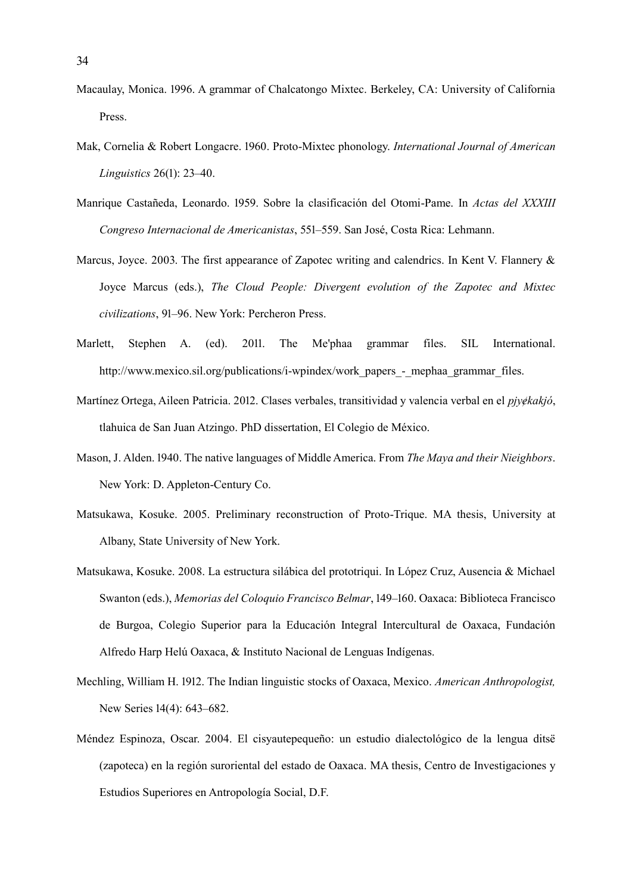Macaulay, Monica. 1996. A grammar of Chalcatongo Mixtec. Berkeley, CA: University of California Press.

Mak, Cornelia & Robert Longacre. 1960. Proto-Mixtec phonology. *International Journal of American Linguistics* 26(1): 23–40.

Manrique Castañeda, Leonardo. 1959. Sobre la clasificación del Otomi-Pame. In *Actas del XXXIII Congreso Internacional de Americanistas*, 551–559. San José, Costa Rica: Lehmann.

Marcus, Joyce. 2003. The first appearance of Zapotec writing and calendrics. In Kent V. Flannery & Joyce Marcus (eds.), *The Cloud People: Divergent evolution of the Zapotec and Mixtec civilizations*, 91–96. New York: Percheron Press.

Marlett, Stephen A. (ed). 2011. The Me'phaa grammar files. SIL International. http://www.mexico.sil.org/publications/i-wpindex/work_papers_-_mephaa_grammar_files.

Martínez Ortega, Aileen Patricia. 2012. Clases verbales, transitividad y valencia verbal en el *pjyɇkakjó*, tlahuica de San Juan Atzingo. PhD dissertation, El Colegio de México.

Mason, J. Alden. 1940. The native languages of Middle America. From *The Maya and their Nieighbors*. New York: D. Appleton-Century Co.

Matsukawa, Kosuke. 2005. Preliminary reconstruction of Proto-Trique. MA thesis, University at Albany, State University of New York.

Matsukawa, Kosuke. 2008. La estructura silábica del prototriqui. In López Cruz, Ausencia & Michael Swanton (eds.), *Memorias del Coloquio Francisco Belmar*, 149–160. Oaxaca: Biblioteca Francisco de Burgoa, Colegio Superior para la Educación Integral Intercultural de Oaxaca, Fundación Alfredo Harp Helú Oaxaca, & Instituto Nacional de Lenguas Indígenas.

Mechling, William H. 1912. The Indian linguistic stocks of Oaxaca, Mexico. *American Anthropologist,* New Series 14(4): 643–682.

Méndez Espinoza, Oscar. 2004. El cisyautepequeño: un estudio dialectológico de la lengua ditsë (zapoteca) en la región suroriental del estado de Oaxaca. MA thesis, Centro de Investigaciones y Estudios Superiores en Antropología Social, D.F.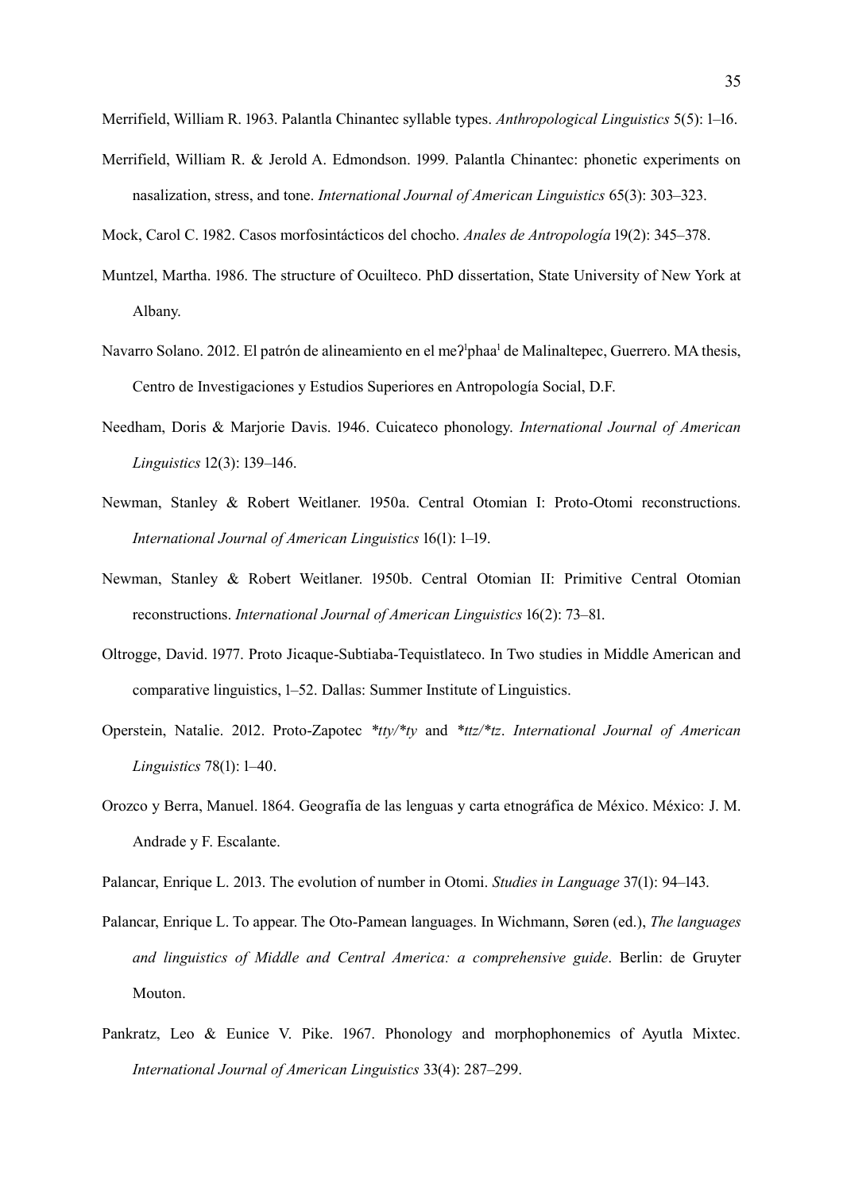Merrifield, William R. 1963. Palantla Chinantec syllable types. *Anthropological Linguistics* 5(5): 1–16.

Merrifield, William R. & Jerold A. Edmondson. 1999. Palantla Chinantec: phonetic experiments on nasalization, stress, and tone. *International Journal of American Linguistics* 65(3): 303–323.

Mock, Carol C. 1982. Casos morfosintácticos del chocho. *Anales de Antropología* 19(2): 345–378.

Muntzel, Martha. 1986. The structure of Ocuilteco. PhD dissertation, State University of New York at Albany.

Navarro Solano. 2012. El patrón de alineamiento en el meʔ[l]phaa[l] de Malinaltepec, Guerrero. MA thesis, Centro de Investigaciones y Estudios Superiores en Antropología Social, D.F.

Needham, Doris & Marjorie Davis. 1946. Cuicateco phonology. *International Journal of American Linguistics* 12(3): 139–146.

Newman, Stanley & Robert Weitlaner. 1950a. Central Otomian I: Proto-Otomi reconstructions. *International Journal of American Linguistics* 16(1): 1–19.

Newman, Stanley & Robert Weitlaner. 1950b. Central Otomian II: Primitive Central Otomian reconstructions. *International Journal of American Linguistics* 16(2): 73–81.

Oltrogge, David. 1977. Proto Jicaque-Subtiaba-Tequistlateco. In Two studies in Middle American and comparative linguistics, 1–52. Dallas: Summer Institute of Linguistics.

Operstein, Natalie. 2012. Proto-Zapotec *\*tty/\*ty* and *\*ttz/\*tz*. *International Journal of American Linguistics* 78(1): 1–40.

Orozco y Berra, Manuel. 1864. Geografía de las lenguas y carta etnográfica de México. México: J. M. Andrade y F. Escalante.

Palancar, Enrique L. 2013. The evolution of number in Otomi. *Studies in Language* 37(1): 94–143.

Palancar, Enrique L. To appear. The Oto-Pamean languages. In Wichmann, Søren (ed.), *The languages and linguistics of Middle and Central America: a comprehensive guide*. Berlin: de Gruyter Mouton.

Pankratz, Leo & Eunice V. Pike. 1967. Phonology and morphophonemics of Ayutla Mixtec. *International Journal of American Linguistics* 33(4): 287–299.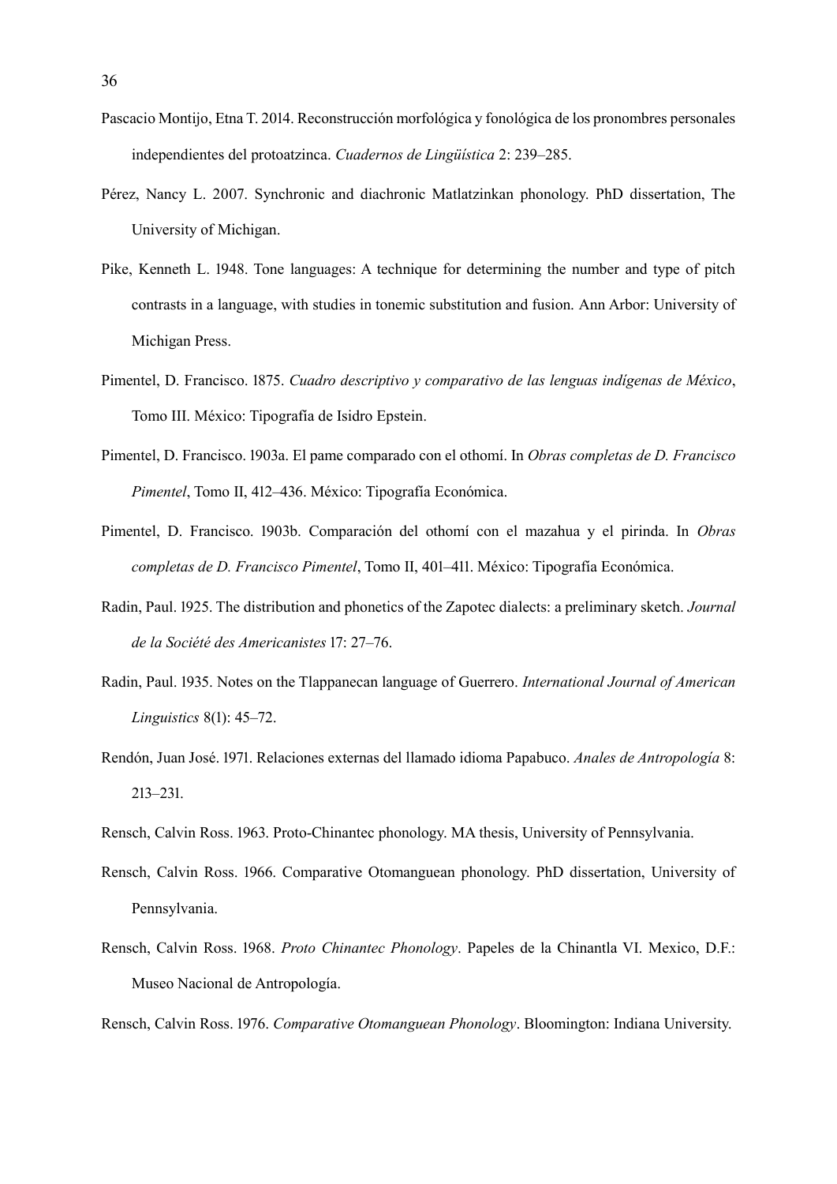Pascacio Montijo, Etna T. 2014. Reconstrucción morfológica y fonológica de los pronombres personales independientes del protoatzinca. *Cuadernos de Lingüística* 2: 239–285.

Pérez, Nancy L. 2007. Synchronic and diachronic Matlatzinkan phonology. PhD dissertation, The University of Michigan.

Pike, Kenneth L. 1948. Tone languages: A technique for determining the number and type of pitch contrasts in a language, with studies in tonemic substitution and fusion. Ann Arbor: University of Michigan Press.

Pimentel, D. Francisco. 1875. *Cuadro descriptivo y comparativo de las lenguas indígenas de México*, Tomo III. México: Tipografía de Isidro Epstein.

Pimentel, D. Francisco. 1903a. El pame comparado con el othomí. In *Obras completas de D. Francisco Pimentel*, Tomo II, 412–436. México: Tipografía Económica.

Pimentel, D. Francisco. 1903b. Comparación del othomí con el mazahua y el pirinda. In *Obras completas de D. Francisco Pimentel*, Tomo II, 401–411. México: Tipografía Económica.

Radin, Paul. 1925. The distribution and phonetics of the Zapotec dialects: a preliminary sketch. *Journal de la Société des Americanistes* 17: 27–76.

Radin, Paul. 1935. Notes on the Tlappanecan language of Guerrero. *International Journal of American Linguistics* 8(1): 45–72.

Rendón, Juan José. 1971. Relaciones externas del llamado idioma Papabuco. *Anales de Antropología* 8: 213–231.

Rensch, Calvin Ross. 1963. Proto-Chinantec phonology. MA thesis, University of Pennsylvania.

Rensch, Calvin Ross. 1966. Comparative Otomanguean phonology. PhD dissertation, University of Pennsylvania.

Rensch, Calvin Ross. 1968. *Proto Chinantec Phonology*. Papeles de la Chinantla VI. Mexico, D.F.: Museo Nacional de Antropología.

Rensch, Calvin Ross. 1976. *Comparative Otomanguean Phonology*. Bloomington: Indiana University.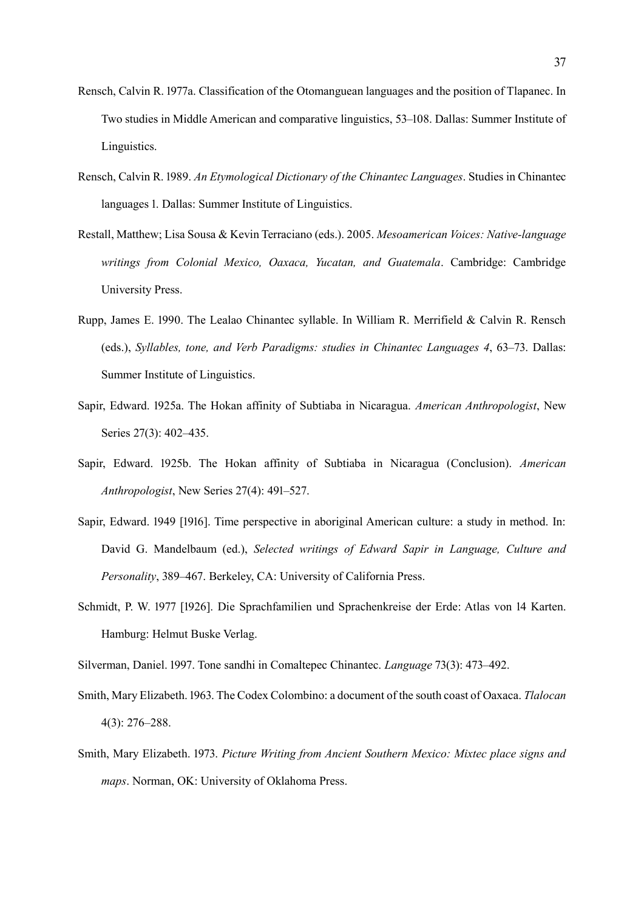Rensch, Calvin R. 1977a. Classification of the Otomanguean languages and the position of Tlapanec. In Two studies in Middle American and comparative linguistics, 53–108. Dallas: Summer Institute of Linguistics.

Rensch, Calvin R. 1989. *An Etymological Dictionary of the Chinantec Languages*. Studies in Chinantec languages 1. Dallas: Summer Institute of Linguistics.

Restall, Matthew; Lisa Sousa & Kevin Terraciano (eds.). 2005. *Mesoamerican Voices: Native-language writings from Colonial Mexico, Oaxaca, Yucatan, and Guatemala*. Cambridge: Cambridge University Press.

Rupp, James E. 1990. The Lealao Chinantec syllable. In William R. Merrifield & Calvin R. Rensch (eds.), *Syllables, tone, and Verb Paradigms: studies in Chinantec Languages 4*, 63–73. Dallas: Summer Institute of Linguistics.

Sapir, Edward. 1925a. The Hokan affinity of Subtiaba in Nicaragua. *American Anthropologist*, New Series 27(3): 402–435.

Sapir, Edward. 1925b. The Hokan affinity of Subtiaba in Nicaragua (Conclusion). *American Anthropologist*, New Series 27(4): 491–527.

Sapir, Edward. 1949 [1916]. Time perspective in aboriginal American culture: a study in method. In: David G. Mandelbaum (ed.), *Selected writings of Edward Sapir in Language, Culture and Personality*, 389–467. Berkeley, CA: University of California Press.

Schmidt, P. W. 1977 [1926]. Die Sprachfamilien und Sprachenkreise der Erde: Atlas von 14 Karten. Hamburg: Helmut Buske Verlag.

Silverman, Daniel. 1997. Tone sandhi in Comaltepec Chinantec. *Language* 73(3): 473–492.

Smith, Mary Elizabeth. 1963. The Codex Colombino: a document of the south coast of Oaxaca. *Tlalocan* 4(3): 276–288.

Smith, Mary Elizabeth. 1973. *Picture Writing from Ancient Southern Mexico: Mixtec place signs and maps*. Norman, OK: University of Oklahoma Press.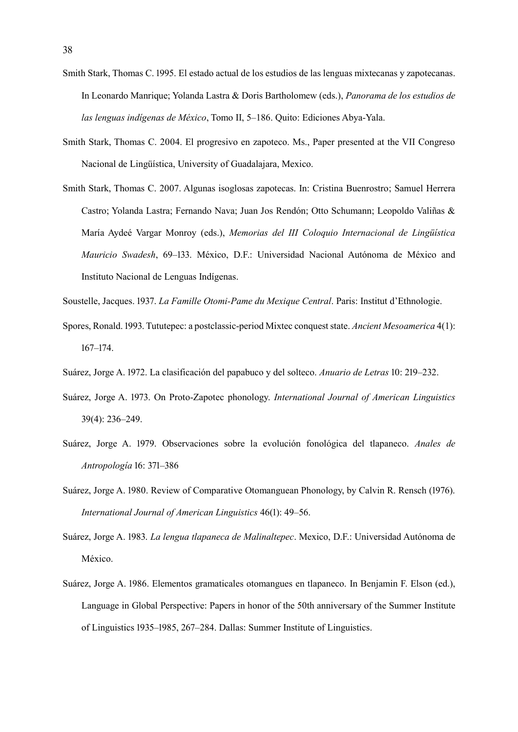Smith Stark, Thomas C. 1995. El estado actual de los estudios de las lenguas mixtecanas y zapotecanas. In Leonardo Manrique; Yolanda Lastra & Doris Bartholomew (eds.), *Panorama de los estudios de las lenguas indígenas de México*, Tomo II, 5–186. Quito: Ediciones Abya-Yala.

Smith Stark, Thomas C. 2004. El progresivo en zapoteco. Ms., Paper presented at the VII Congreso Nacional de Lingüística, University of Guadalajara, Mexico.

Smith Stark, Thomas C. 2007. Algunas isoglosas zapotecas. In: Cristina Buenrostro; Samuel Herrera Castro; Yolanda Lastra; Fernando Nava; Juan Jos Rendón; Otto Schumann; Leopoldo Valiñas & María Aydeé Vargar Monroy (eds.), *Memorias del III Coloquio Internacional de Lingüística Mauricio Swadesh*, 69–133. México, D.F.: Universidad Nacional Autónoma de México and Instituto Nacional de Lenguas Indígenas.

Soustelle, Jacques. 1937. *La Famille Otomi-Pame du Mexique Central*. Paris: Institut d'Ethnologie.

Spores, Ronald. 1993. Tututepec: a postclassic-period Mixtec conquest state. *Ancient Mesoamerica* 4(1): 167–174.

Suárez, Jorge A. 1972. La clasificación del papabuco y del solteco. *Anuario de Letras* 10: 219–232.

Suárez, Jorge A. 1973. On Proto-Zapotec phonology. *International Journal of American Linguistics* 39(4): 236–249.

Suárez, Jorge A. 1979. Observaciones sobre la evolución fonológica del tlapaneco. *Anales de Antropología* 16: 371–386

Suárez, Jorge A. 1980. Review of Comparative Otomanguean Phonology, by Calvin R. Rensch (1976). *International Journal of American Linguistics* 46(1): 49–56.

Suárez, Jorge A. 1983. *La lengua tlapaneca de Malinaltepec*. Mexico, D.F.: Universidad Autónoma de México.

Suárez, Jorge A. 1986. Elementos gramaticales otomangues en tlapaneco. In Benjamin F. Elson (ed.), Language in Global Perspective: Papers in honor of the 50th anniversary of the Summer Institute of Linguistics 1935–1985, 267–284. Dallas: Summer Institute of Linguistics.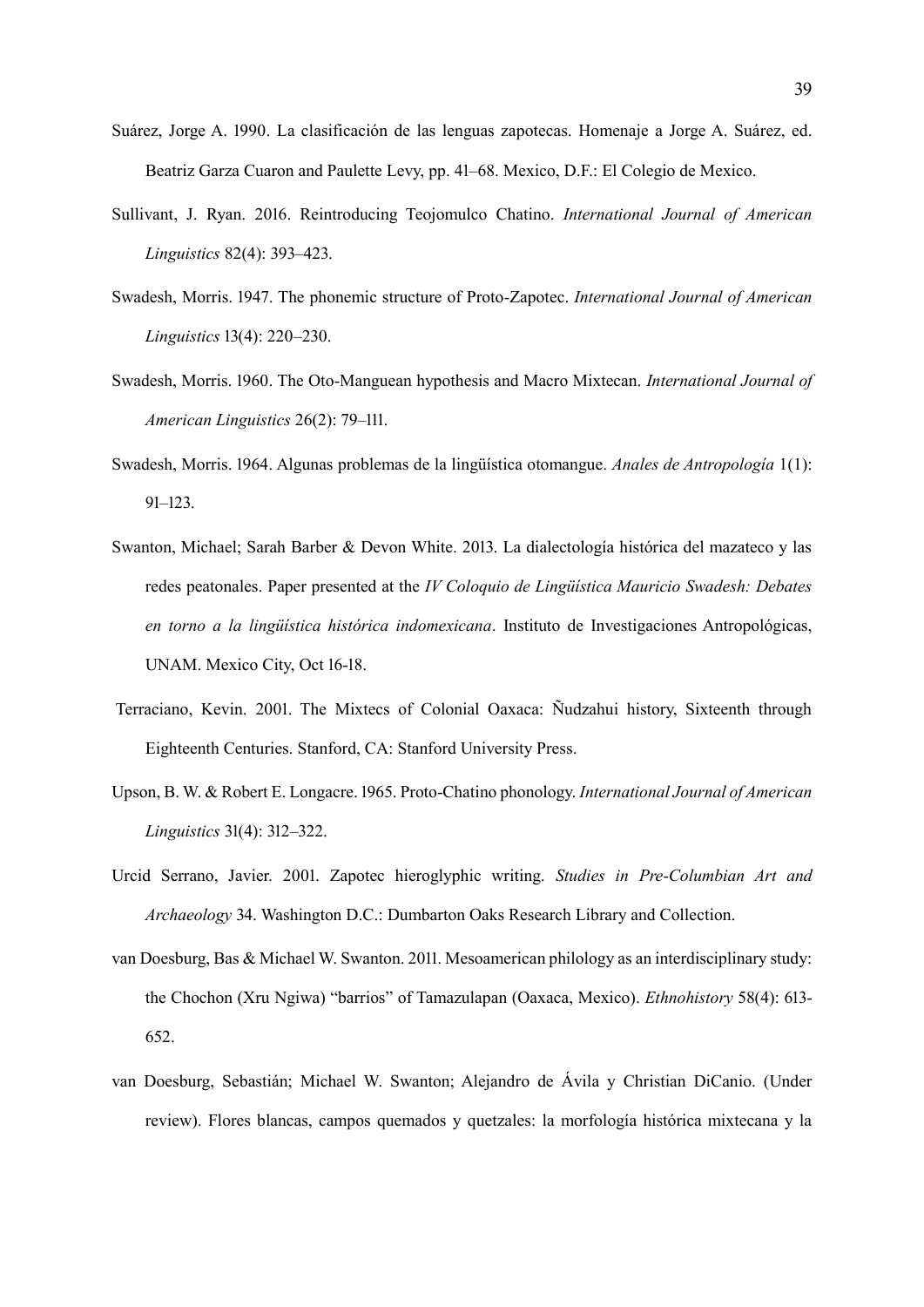Suárez, Jorge A. 1990. La clasificación de las lenguas zapotecas. Homenaje a Jorge A. Suárez, ed. Beatriz Garza Cuaron and Paulette Levy, pp. 41–68. Mexico, D.F.: El Colegio de Mexico.

Sullivant, J. Ryan. 2016. Reintroducing Teojomulco Chatino. *International Journal of American Linguistics* 82(4): 393–423.

Swadesh, Morris. 1947. The phonemic structure of Proto-Zapotec. *International Journal of American Linguistics* 13(4): 220–230.

Swadesh, Morris. 1960. The Oto-Manguean hypothesis and Macro Mixtecan. *International Journal of American Linguistics* 26(2): 79–111.

Swadesh, Morris. 1964. Algunas problemas de la lingüística otomangue. *Anales de Antropología* 1(1): 91–123.

Swanton, Michael; Sarah Barber & Devon White. 2013. La dialectología histórica del mazateco y las redes peatonales. Paper presented at the *IV Coloquio de Lingüística Mauricio Swadesh: Debates en torno a la lingüística histórica indomexicana*. Instituto de Investigaciones Antropológicas, UNAM. Mexico City, Oct 16-18.

Terraciano, Kevin. 2001. The Mixtecs of Colonial Oaxaca: Ñudzahui history, Sixteenth through Eighteenth Centuries. Stanford, CA: Stanford University Press.

Upson, B. W. & Robert E. Longacre. 1965. Proto-Chatino phonology. *International Journal of American Linguistics* 31(4): 312–322.

Urcid Serrano, Javier. 2001. Zapotec hieroglyphic writing. *Studies in Pre-Columbian Art and Archaeology* 34. Washington D.C.: Dumbarton Oaks Research Library and Collection.

van Doesburg, Bas & Michael W. Swanton. 2011. Mesoamerican philology as an interdisciplinary study: the Chochon (Xru Ngiwa) "barrios" of Tamazulapan (Oaxaca, Mexico). *Ethnohistory* 58(4): 613-652.

van Doesburg, Sebastián; Michael W. Swanton; Alejandro de Ávila y Christian DiCanio. (Under review). Flores blancas, campos quemados y quetzales: la morfología histórica mixtecana y la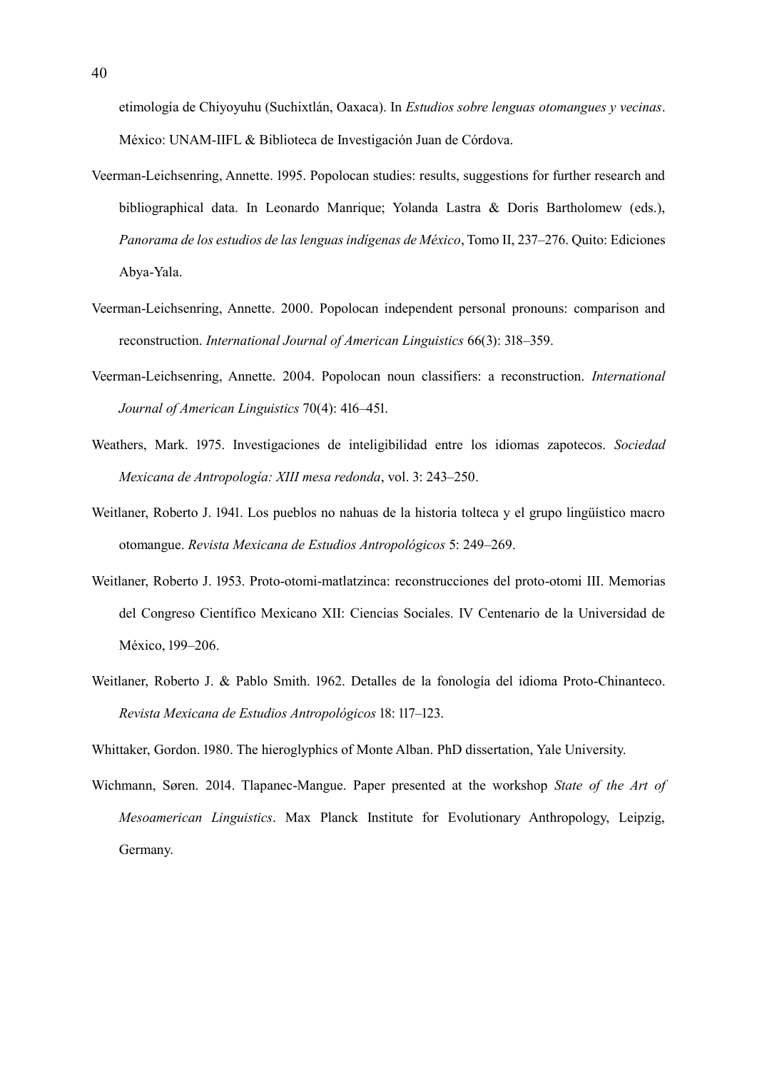etimología de Chiyoyuhu (Suchixtlán, Oaxaca). In *Estudios sobre lenguas otomangues y vecinas*. México: UNAM-IIFL & Biblioteca de Investigación Juan de Córdova.

Veerman-Leichsenring, Annette. 1995. Popolocan studies: results, suggestions for further research and bibliographical data. In Leonardo Manrique; Yolanda Lastra & Doris Bartholomew (eds.), *Panorama de los estudios de las lenguas indígenas de México*, Tomo II, 237–276. Quito: Ediciones Abya-Yala.

Veerman-Leichsenring, Annette. 2000. Popolocan independent personal pronouns: comparison and reconstruction. *International Journal of American Linguistics* 66(3): 318–359.

Veerman-Leichsenring, Annette. 2004. Popolocan noun classifiers: a reconstruction. *International Journal of American Linguistics* 70(4): 416–451.

Weathers, Mark. 1975. Investigaciones de inteligibilidad entre los idiomas zapotecos. *Sociedad Mexicana de Antropología: XIII mesa redonda*, vol. 3: 243–250.

Weitlaner, Roberto J. 1941. Los pueblos no nahuas de la historia tolteca y el grupo lingüístico macro otomangue. *Revista Mexicana de Estudios Antropológicos* 5: 249–269.

Weitlaner, Roberto J. 1953. Proto-otomi-matlatzinca: reconstrucciones del proto-otomi III. Memorias del Congreso Científico Mexicano XII: Ciencias Sociales. IV Centenario de la Universidad de México, 199–206.

Weitlaner, Roberto J. & Pablo Smith. 1962. Detalles de la fonología del idioma Proto-Chinanteco. *Revista Mexicana de Estudios Antropológicos* 18: 117–123.

Whittaker, Gordon. 1980. The hieroglyphics of Monte Alban. PhD dissertation, Yale University.

Wichmann, Søren. 2014. Tlapanec-Mangue. Paper presented at the workshop *State of the Art of Mesoamerican Linguistics*. Max Planck Institute for Evolutionary Anthropology, Leipzig, Germany.